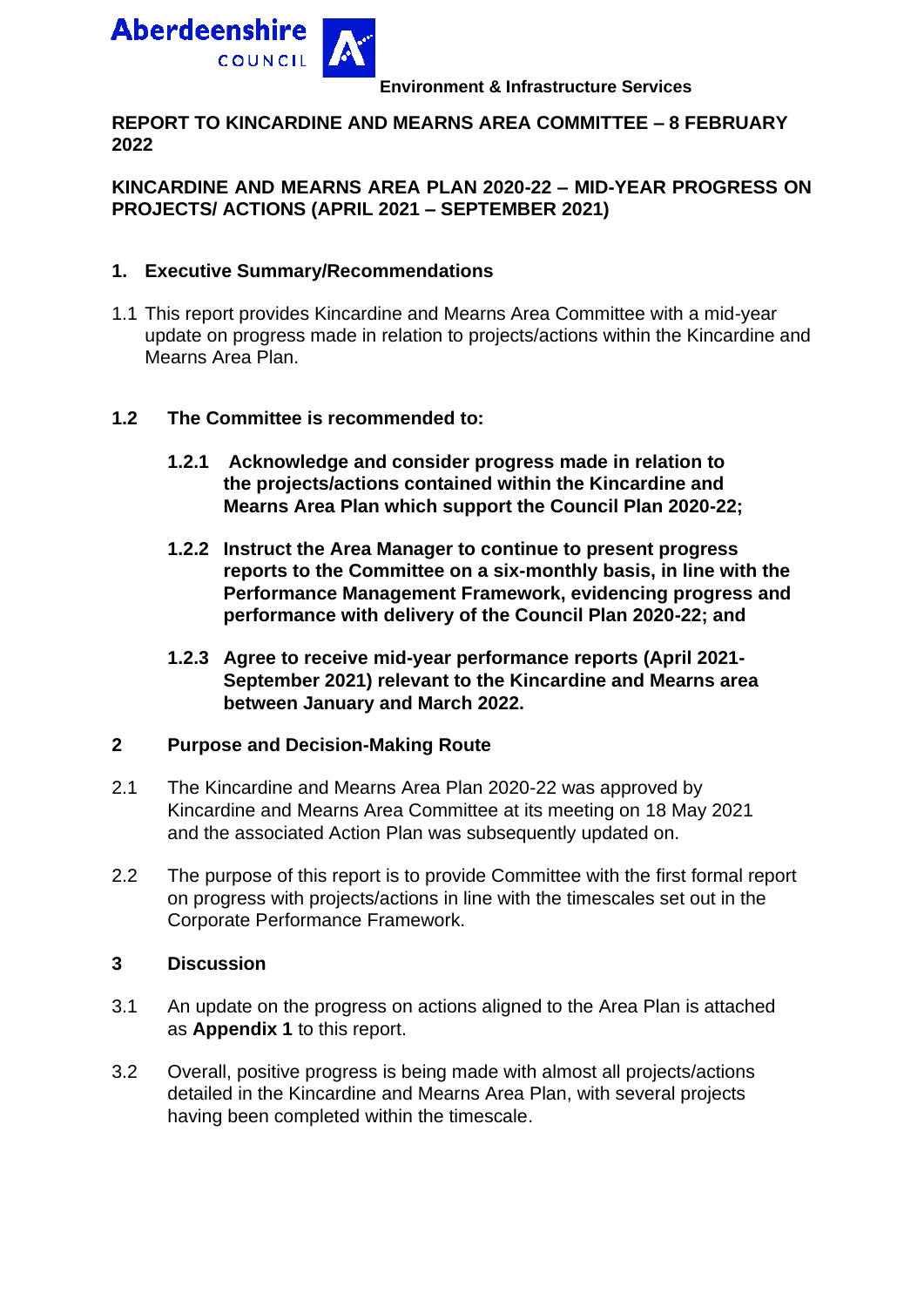Aberdeenshire COUNCIL

**Environment & Infrastructure Services**

## REPORT TO KINCARDINE AND MEARNS AREA COMMITTEE – 8 FEBRUARY 2022

## KINCARDINE AND MEARNS AREA PLAN 2020-22 – MID-YEAR PROGRESS ON PROJECTS/ ACTIONS (APRIL 2021 – SEPTEMBER 2021)

### 1. Executive Summary/Recommendations

1.1 This report provides Kincardine and Mearns Area Committee with a mid-year update on progress made in relation to projects/actions within the Kincardine and Mearns Area Plan.

**1.2 The Committee is recommended to:**

**1.2.1 Acknowledge and consider progress made in relation to the projects/actions contained within the Kincardine and Mearns Area Plan which support the Council Plan 2020-22;**

**1.2.2 Instruct the Area Manager to continue to present progress reports to the Committee on a six-monthly basis, in line with the Performance Management Framework, evidencing progress and performance with delivery of the Council Plan 2020-22; and**

**1.2.3 Agree to receive mid-year performance reports (April 2021-September 2021) relevant to the Kincardine and Mearns area between January and March 2022.**

### 2 Purpose and Decision-Making Route

2.1 The Kincardine and Mearns Area Plan 2020-22 was approved by Kincardine and Mearns Area Committee at its meeting on 18 May 2021 and the associated Action Plan was subsequently updated on.

2.2 The purpose of this report is to provide Committee with the first formal report on progress with projects/actions in line with the timescales set out in the Corporate Performance Framework.

### 3 Discussion

3.1 An update on the progress on actions aligned to the Area Plan is attached as **Appendix 1** to this report.

3.2 Overall, positive progress is being made with almost all projects/actions detailed in the Kincardine and Mearns Area Plan, with several projects having been completed within the timescale.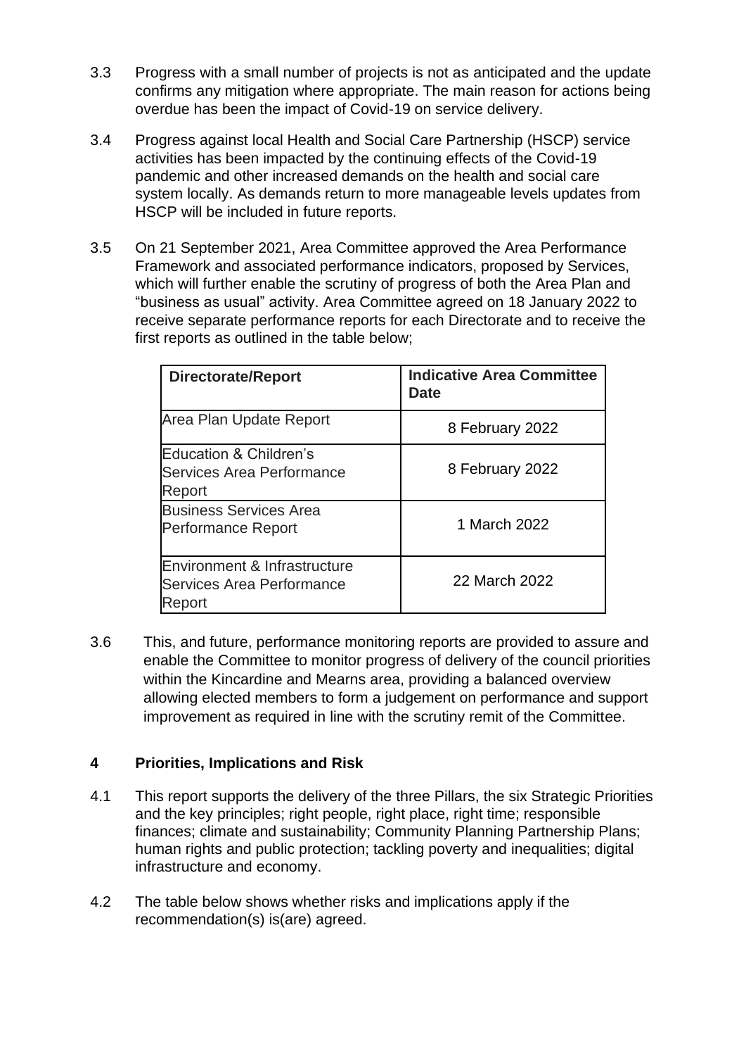3.3 Progress with a small number of projects is not as anticipated and the update confirms any mitigation where appropriate. The main reason for actions being overdue has been the impact of Covid-19 on service delivery.

3.4 Progress against local Health and Social Care Partnership (HSCP) service activities has been impacted by the continuing effects of the Covid-19 pandemic and other increased demands on the health and social care system locally. As demands return to more manageable levels updates from HSCP will be included in future reports.

3.5 On 21 September 2021, Area Committee approved the Area Performance Framework and associated performance indicators, proposed by Services, which will further enable the scrutiny of progress of both the Area Plan and "business as usual" activity. Area Committee agreed on 18 January 2022 to receive separate performance reports for each Directorate and to receive the first reports as outlined in the table below;

| Directorate/Report | Indicative Area Committee Date |
|---|---|
| Area Plan Update Report | 8 February 2022 |
| Education & Children's Services Area Performance Report | 8 February 2022 |
| Business Services Area Performance Report | 1 March 2022 |
| Environment & Infrastructure Services Area Performance Report | 22 March 2022 |

3.6 This, and future, performance monitoring reports are provided to assure and enable the Committee to monitor progress of delivery of the council priorities within the Kincardine and Mearns area, providing a balanced overview allowing elected members to form a judgement on performance and support improvement as required in line with the scrutiny remit of the Committee.

## 4 Priorities, Implications and Risk

4.1 This report supports the delivery of the three Pillars, the six Strategic Priorities and the key principles; right people, right place, right time; responsible finances; climate and sustainability; Community Planning Partnership Plans; human rights and public protection; tackling poverty and inequalities; digital infrastructure and economy.

4.2 The table below shows whether risks and implications apply if the recommendation(s) is(are) agreed.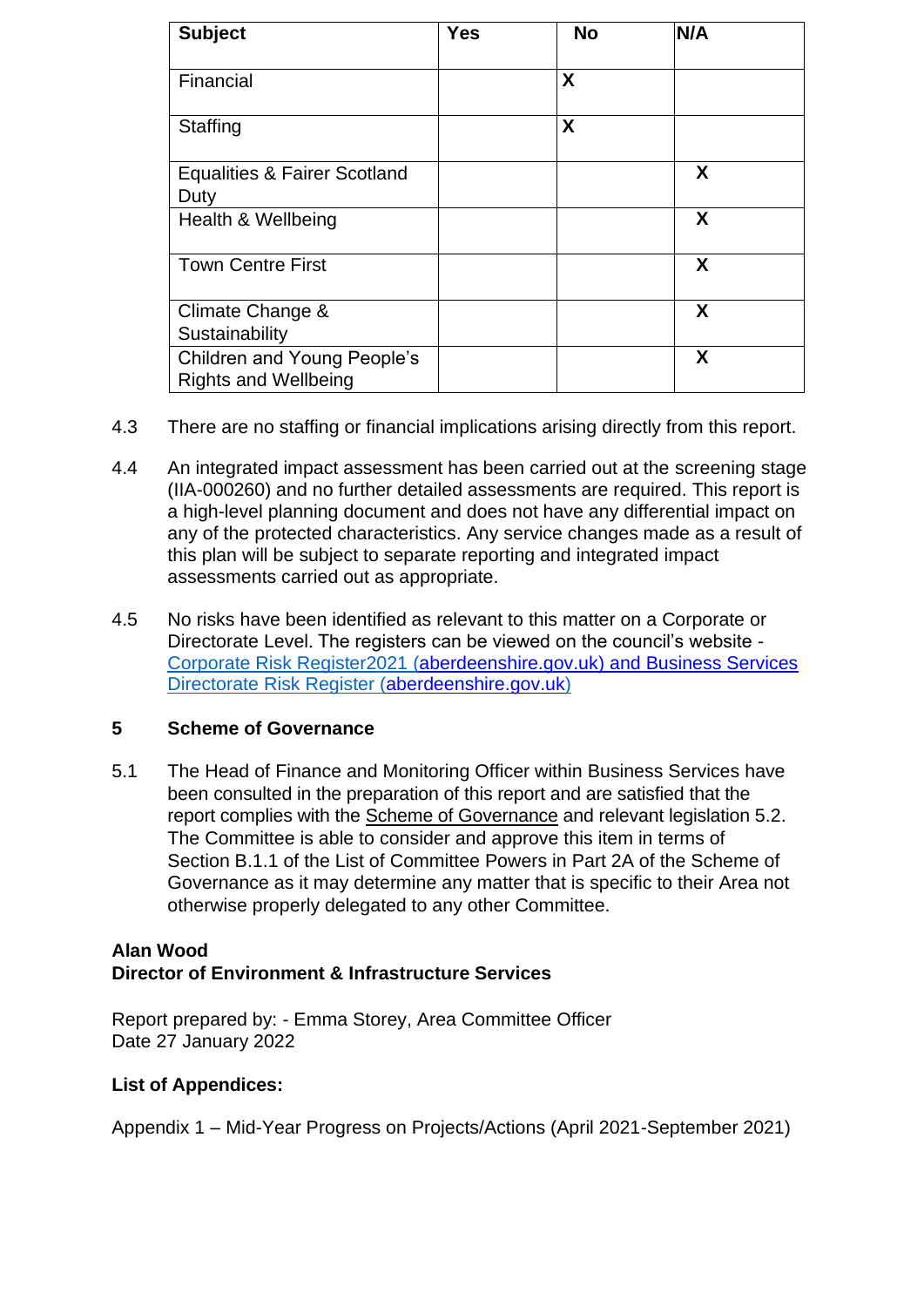| Subject | Yes | No | N/A |
|---|---|---|---|
| Financial | | X | |
| Staffing | | X | |
| Equalities & Fairer Scotland Duty | | | X |
| Health & Wellbeing | | | X |
| Town Centre First | | | X |
| Climate Change & Sustainability | | | X |
| Children and Young People's Rights and Wellbeing | | | X |

4.3 There are no staffing or financial implications arising directly from this report.

4.4 An integrated impact assessment has been carried out at the screening stage (IIA-000260) and no further detailed assessments are required. This report is a high-level planning document and does not have any differential impact on any of the protected characteristics. Any service changes made as a result of this plan will be subject to separate reporting and integrated impact assessments carried out as appropriate.

4.5 No risks have been identified as relevant to this matter on a Corporate or Directorate Level. The registers can be viewed on the council's website - Corporate Risk Register2021 (aberdeenshire.gov.uk) and Business Services Directorate Risk Register (aberdeenshire.gov.uk)

## 5 Scheme of Governance

5.1 The Head of Finance and Monitoring Officer within Business Services have been consulted in the preparation of this report and are satisfied that the report complies with the Scheme of Governance and relevant legislation 5.2. The Committee is able to consider and approve this item in terms of Section B.1.1 of the List of Committee Powers in Part 2A of the Scheme of Governance as it may determine any matter that is specific to their Area not otherwise properly delegated to any other Committee.

**Alan Wood**
**Director of Environment & Infrastructure Services**

Report prepared by: - Emma Storey, Area Committee Officer
Date 27 January 2022

**List of Appendices:**

Appendix 1 – Mid-Year Progress on Projects/Actions (April 2021-September 2021)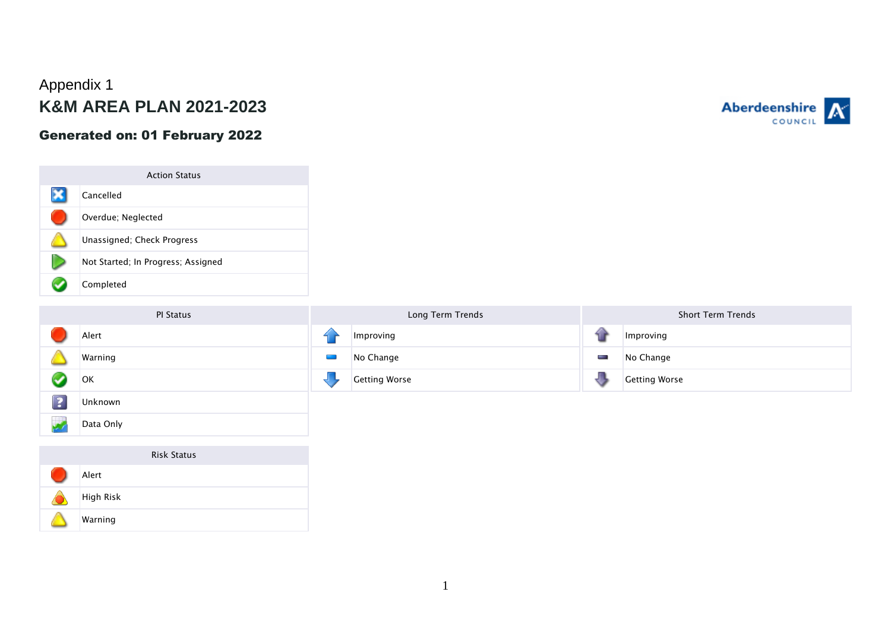Appendix 1

# K&M AREA PLAN 2021-2023

## Generated on: 01 February 2022

| Action Status | |
|---|---|
| | Cancelled |
| | Overdue; Neglected |
| | Unassigned; Check Progress |
| | Not Started; In Progress; Assigned |
| | Completed |

| PI Status | |
|---|---|
| | Alert |
| | Warning |
| | OK |
| | Unknown |
| | Data Only |

| Long Term Trends | |
|---|---|
| | Improving |
| | No Change |
| | Getting Worse |

| Short Term Trends | |
|---|---|
| | Improving |
| | No Change |
| | Getting Worse |

| Risk Status | |
|---|---|
| | Alert |
| | High Risk |
| | Warning |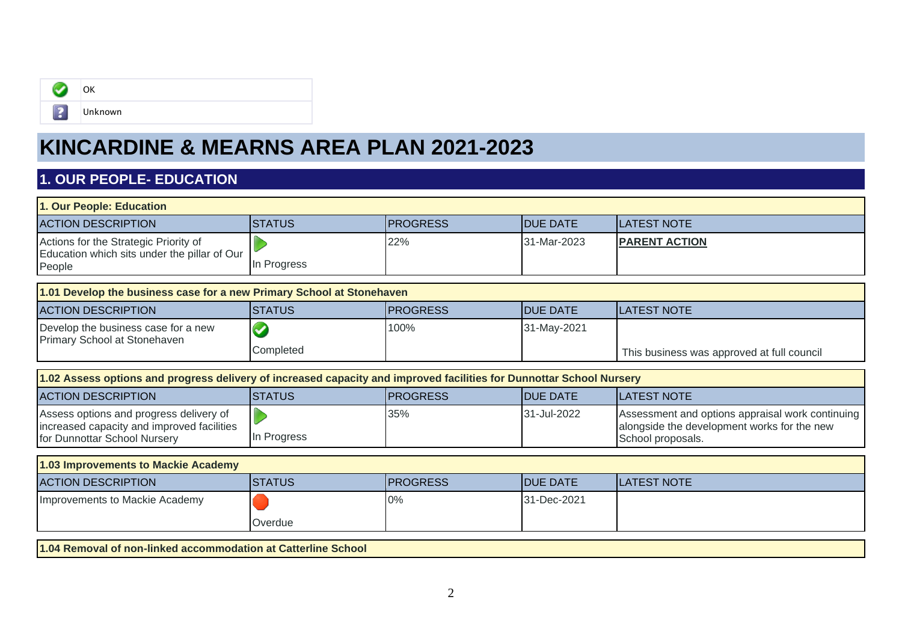| | |
|---|---|
| ✓ | OK |
| ? | Unknown |

# KINCARDINE & MEARNS AREA PLAN 2021-2023

## 1. OUR PEOPLE- EDUCATION

**1. Our People: Education**

| ACTION DESCRIPTION | STATUS | PROGRESS | DUE DATE | LATEST NOTE |
|---|---|---|---|---|
| Actions for the Strategic Priority of Education which sits under the pillar of Our People | In Progress | 22% | 31-Mar-2023 | **PARENT ACTION** |

**1.01 Develop the business case for a new Primary School at Stonehaven**

| ACTION DESCRIPTION | STATUS | PROGRESS | DUE DATE | LATEST NOTE |
|---|---|---|---|---|
| Develop the business case for a new Primary School at Stonehaven | Completed | 100% | 31-May-2021 | This business was approved at full council |

**1.02 Assess options and progress delivery of increased capacity and improved facilities for Dunnottar School Nursery**

| ACTION DESCRIPTION | STATUS | PROGRESS | DUE DATE | LATEST NOTE |
|---|---|---|---|---|
| Assess options and progress delivery of increased capacity and improved facilities for Dunnottar School Nursery | In Progress | 35% | 31-Jul-2022 | Assessment and options appraisal work continuing alongside the development works for the new School proposals. |

**1.03 Improvements to Mackie Academy**

| ACTION DESCRIPTION | STATUS | PROGRESS | DUE DATE | LATEST NOTE |
|---|---|---|---|---|
| Improvements to Mackie Academy | Overdue | 0% | 31-Dec-2021 | |

**1.04 Removal of non-linked accommodation at Catterline School**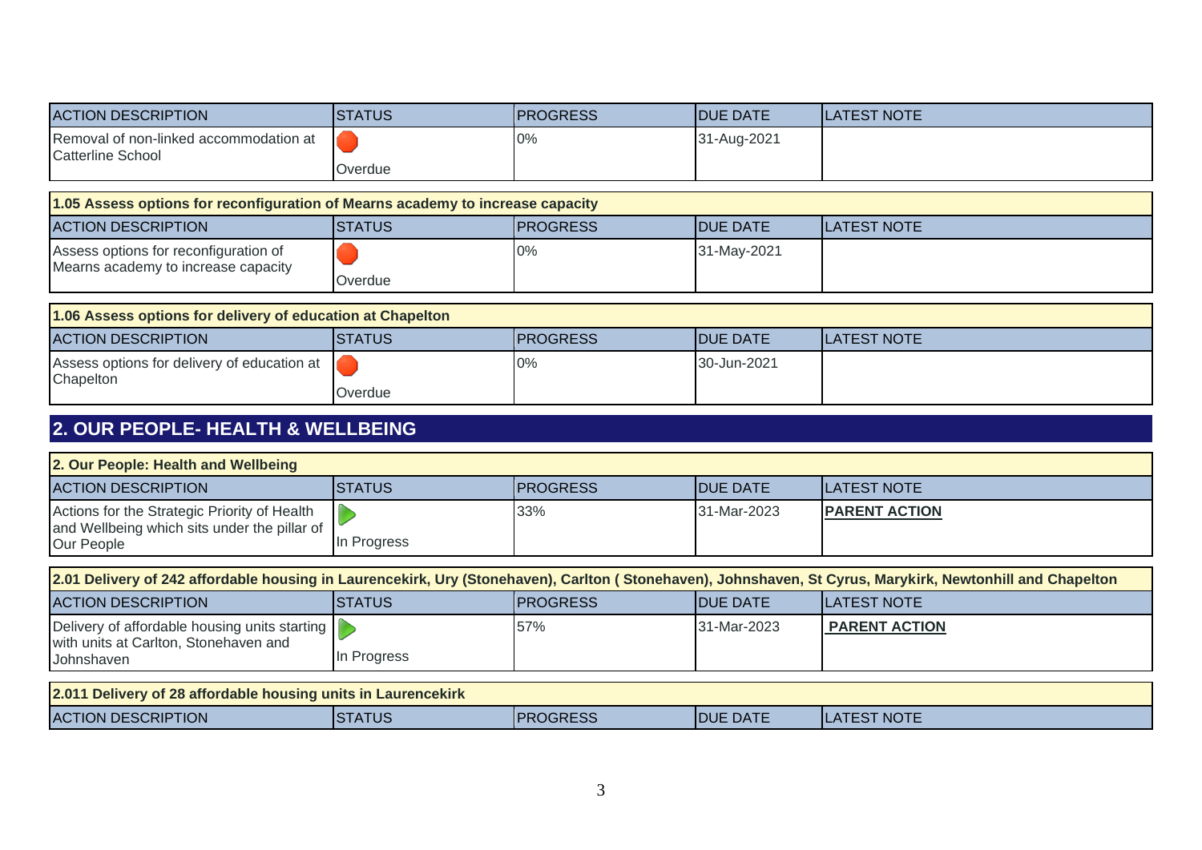| ACTION DESCRIPTION | STATUS | PROGRESS | DUE DATE | LATEST NOTE |
|---|---|---|---|---|
| Removal of non-linked accommodation at Catterline School | Overdue | 0% | 31-Aug-2021 | |

**1.05 Assess options for reconfiguration of Mearns academy to increase capacity**

| ACTION DESCRIPTION | STATUS | PROGRESS | DUE DATE | LATEST NOTE |
|---|---|---|---|---|
| Assess options for reconfiguration of Mearns academy to increase capacity | Overdue | 0% | 31-May-2021 | |

**1.06 Assess options for delivery of education at Chapelton**

| ACTION DESCRIPTION | STATUS | PROGRESS | DUE DATE | LATEST NOTE |
|---|---|---|---|---|
| Assess options for delivery of education at Chapelton | Overdue | 0% | 30-Jun-2021 | |

## 2. OUR PEOPLE- HEALTH & WELLBEING

**2. Our People: Health and Wellbeing**

| ACTION DESCRIPTION | STATUS | PROGRESS | DUE DATE | LATEST NOTE |
|---|---|---|---|---|
| Actions for the Strategic Priority of Health and Wellbeing which sits under the pillar of Our People | In Progress | 33% | 31-Mar-2023 | **PARENT ACTION** |

**2.01 Delivery of 242 affordable housing in Laurencekirk, Ury (Stonehaven), Carlton ( Stonehaven), Johnshaven, St Cyrus, Marykirk, Newtonhill and Chapelton**

| ACTION DESCRIPTION | STATUS | PROGRESS | DUE DATE | LATEST NOTE |
|---|---|---|---|---|
| Delivery of affordable housing units starting with units at Carlton, Stonehaven and Johnshaven | In Progress | 57% | 31-Mar-2023 | **PARENT ACTION** |

**2.011 Delivery of 28 affordable housing units in Laurencekirk**

| ACTION DESCRIPTION | STATUS | PROGRESS | DUE DATE | LATEST NOTE |
|---|---|---|---|---|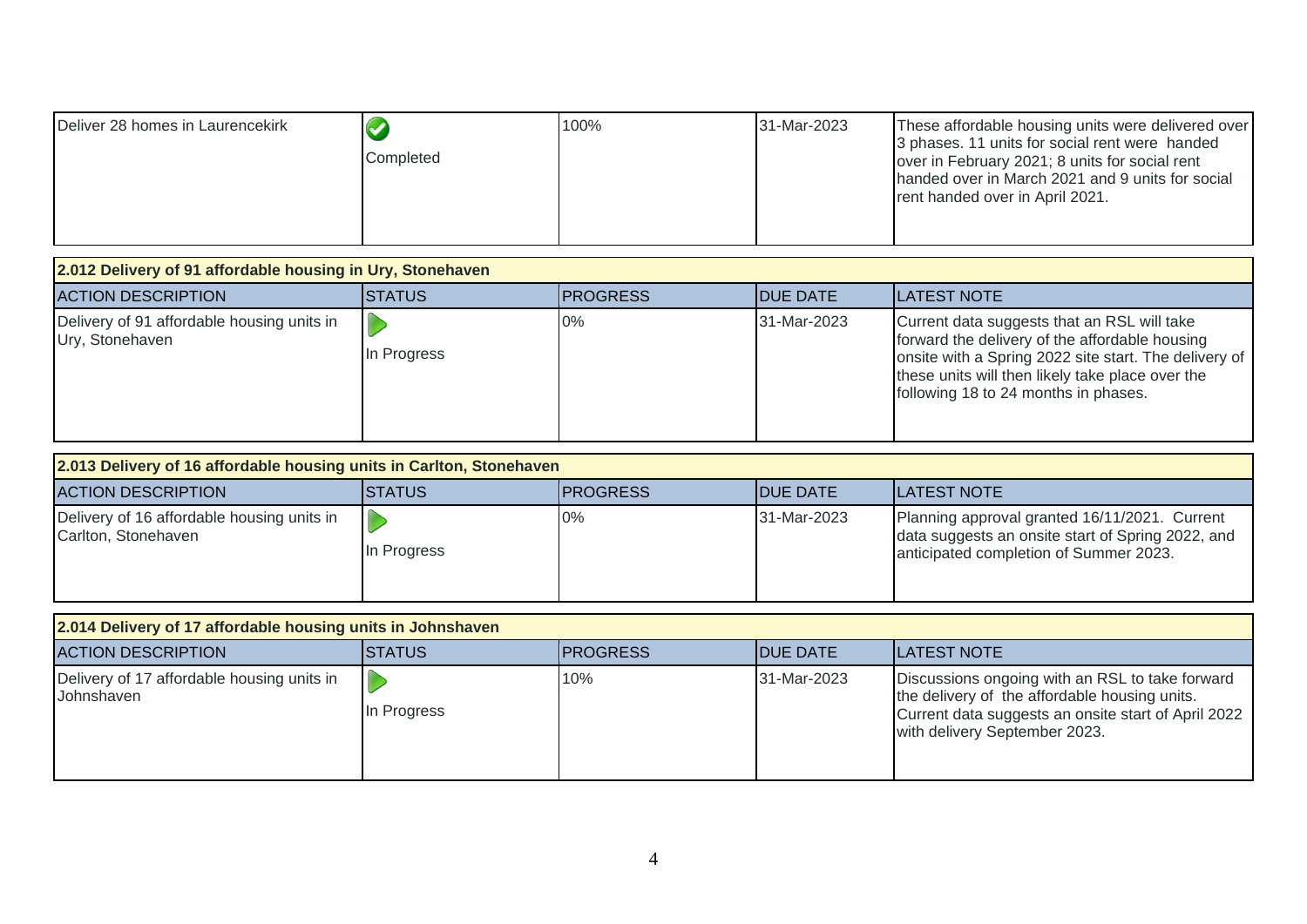| | | | | |
|---|---|---|---|---|
| Deliver 28 homes in Laurencekirk | Completed | 100% | 31-Mar-2023 | These affordable housing units were delivered over 3 phases. 11 units for social rent were handed over in February 2021; 8 units for social rent handed over in March 2021 and 9 units for social rent handed over in April 2021. |

**2.012 Delivery of 91 affordable housing in Ury, Stonehaven**

| ACTION DESCRIPTION | STATUS | PROGRESS | DUE DATE | LATEST NOTE |
|---|---|---|---|---|
| Delivery of 91 affordable housing units in Ury, Stonehaven | In Progress | 0% | 31-Mar-2023 | Current data suggests that an RSL will take forward the delivery of the affordable housing onsite with a Spring 2022 site start. The delivery of these units will then likely take place over the following 18 to 24 months in phases. |

**2.013 Delivery of 16 affordable housing units in Carlton, Stonehaven**

| ACTION DESCRIPTION | STATUS | PROGRESS | DUE DATE | LATEST NOTE |
|---|---|---|---|---|
| Delivery of 16 affordable housing units in Carlton, Stonehaven | In Progress | 0% | 31-Mar-2023 | Planning approval granted 16/11/2021. Current data suggests an onsite start of Spring 2022, and anticipated completion of Summer 2023. |

**2.014 Delivery of 17 affordable housing units in Johnshaven**

| ACTION DESCRIPTION | STATUS | PROGRESS | DUE DATE | LATEST NOTE |
|---|---|---|---|---|
| Delivery of 17 affordable housing units in Johnshaven | In Progress | 10% | 31-Mar-2023 | Discussions ongoing with an RSL to take forward the delivery of the affordable housing units. Current data suggests an onsite start of April 2022 with delivery September 2023. |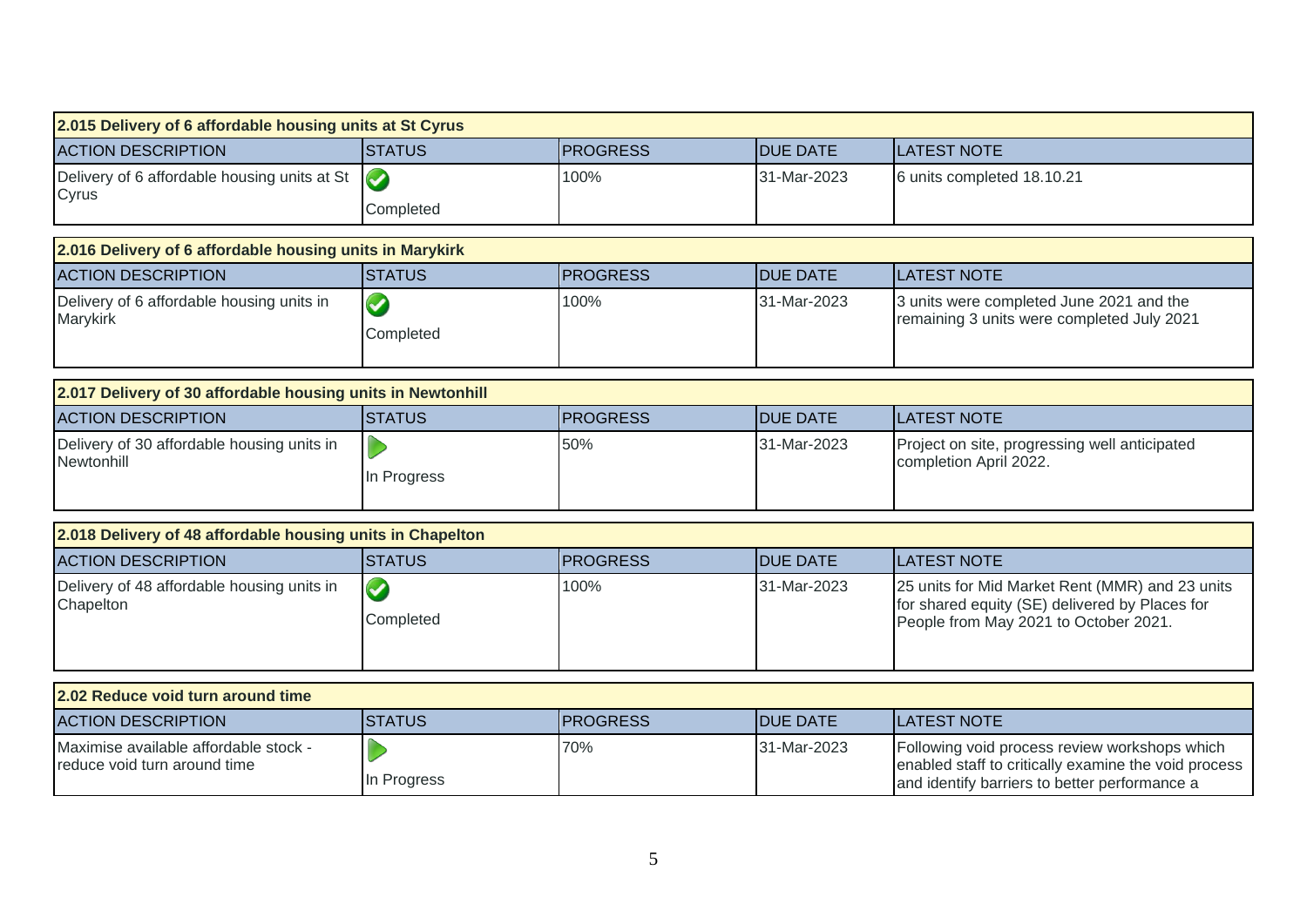| 2.015 Delivery of 6 affordable housing units at St Cyrus | | | | |
|---|---|---|---|---|
| ACTION DESCRIPTION | STATUS | PROGRESS | DUE DATE | LATEST NOTE |
| Delivery of 6 affordable housing units at St Cyrus | Completed | 100% | 31-Mar-2023 | 6 units completed 18.10.21 |

| 2.016 Delivery of 6 affordable housing units in Marykirk | | | | |
|---|---|---|---|---|
| ACTION DESCRIPTION | STATUS | PROGRESS | DUE DATE | LATEST NOTE |
| Delivery of 6 affordable housing units in Marykirk | Completed | 100% | 31-Mar-2023 | 3 units were completed June 2021 and the remaining 3 units were completed July 2021 |

| 2.017 Delivery of 30 affordable housing units in Newtonhill | | | | |
|---|---|---|---|---|
| ACTION DESCRIPTION | STATUS | PROGRESS | DUE DATE | LATEST NOTE |
| Delivery of 30 affordable housing units in Newtonhill | In Progress | 50% | 31-Mar-2023 | Project on site, progressing well anticipated completion April 2022. |

| 2.018 Delivery of 48 affordable housing units in Chapelton | | | | |
|---|---|---|---|---|
| ACTION DESCRIPTION | STATUS | PROGRESS | DUE DATE | LATEST NOTE |
| Delivery of 48 affordable housing units in Chapelton | Completed | 100% | 31-Mar-2023 | 25 units for Mid Market Rent (MMR) and 23 units for shared equity (SE) delivered by Places for People from May 2021 to October 2021. |

| 2.02 Reduce void turn around time | | | | |
|---|---|---|---|---|
| ACTION DESCRIPTION | STATUS | PROGRESS | DUE DATE | LATEST NOTE |
| Maximise available affordable stock - reduce void turn around time | In Progress | 70% | 31-Mar-2023 | Following void process review workshops which enabled staff to critically examine the void process and identify barriers to better performance a |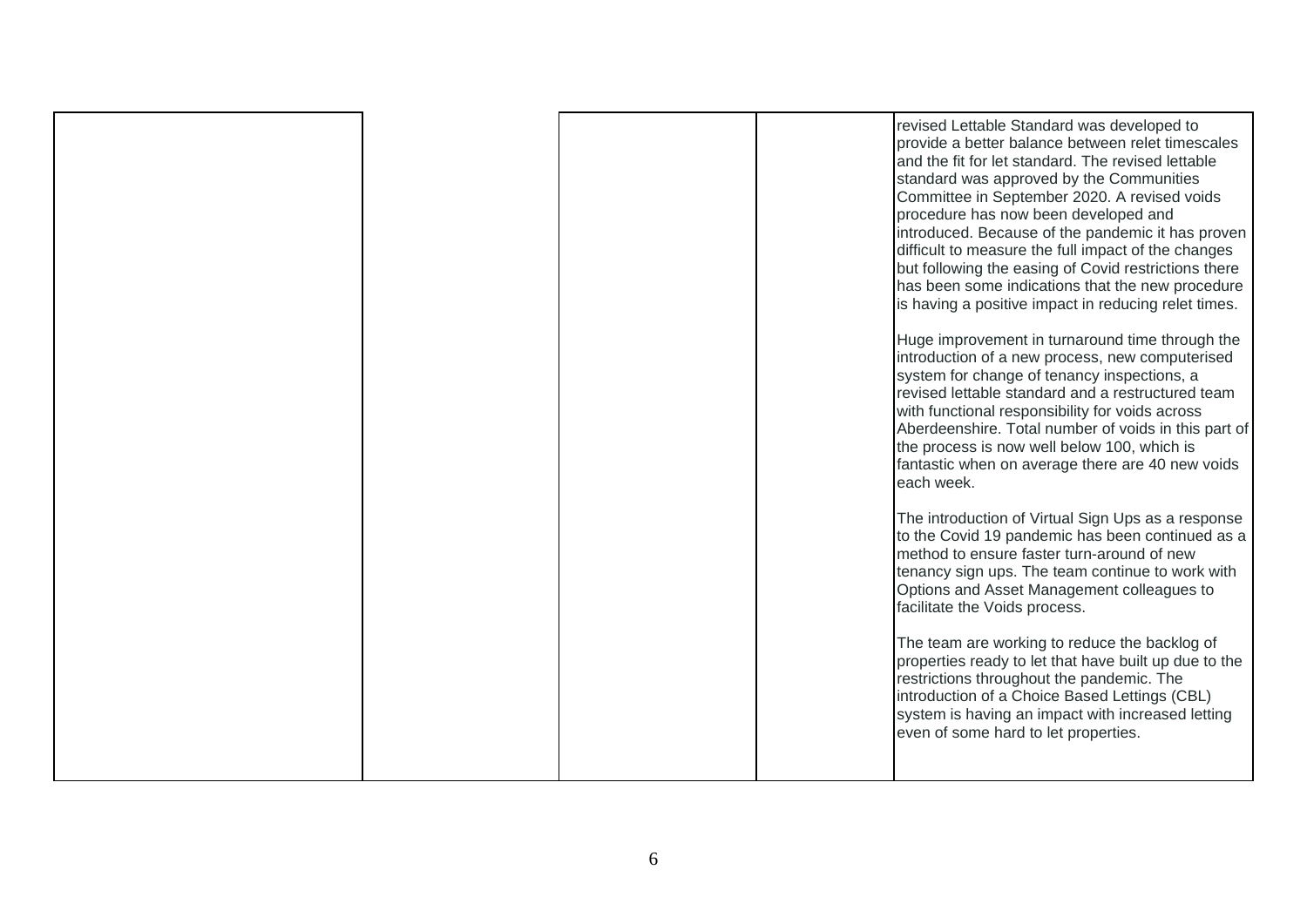|  |  |  |  |  |
|---|---|---|---|---|
|  |  |  |  | revised Lettable Standard was developed to provide a better balance between relet timescales and the fit for let standard. The revised lettable standard was approved by the Communities Committee in September 2020. A revised voids procedure has now been developed and introduced. Because of the pandemic it has proven difficult to measure the full impact of the changes but following the easing of Covid restrictions there has been some indications that the new procedure is having a positive impact in reducing relet times.<br><br>Huge improvement in turnaround time through the introduction of a new process, new computerised system for change of tenancy inspections, a revised lettable standard and a restructured team with functional responsibility for voids across Aberdeenshire. Total number of voids in this part of the process is now well below 100, which is fantastic when on average there are 40 new voids each week.<br><br>The introduction of Virtual Sign Ups as a response to the Covid 19 pandemic has been continued as a method to ensure faster turn-around of new tenancy sign ups. The team continue to work with Options and Asset Management colleagues to facilitate the Voids process.<br><br>The team are working to reduce the backlog of properties ready to let that have built up due to the restrictions throughout the pandemic. The introduction of a Choice Based Lettings (CBL) system is having an impact with increased letting even of some hard to let properties. |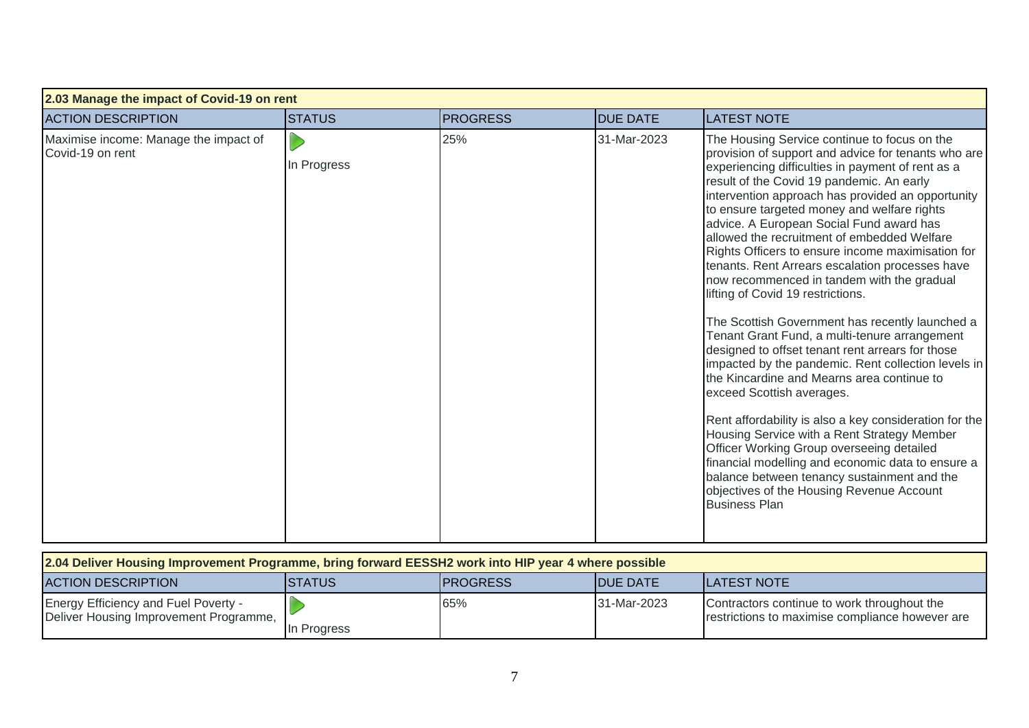| 2.03 Manage the impact of Covid-19 on rent | | | | |
|---|---|---|---|---|
| **ACTION DESCRIPTION** | **STATUS** | **PROGRESS** | **DUE DATE** | **LATEST NOTE** |
| Maximise income: Manage the impact of Covid-19 on rent | In Progress | 25% | 31-Mar-2023 | The Housing Service continue to focus on the provision of support and advice for tenants who are experiencing difficulties in payment of rent as a result of the Covid 19 pandemic. An early intervention approach has provided an opportunity to ensure targeted money and welfare rights advice. A European Social Fund award has allowed the recruitment of embedded Welfare Rights Officers to ensure income maximisation for tenants. Rent Arrears escalation processes have now recommenced in tandem with the gradual lifting of Covid 19 restrictions.<br><br>The Scottish Government has recently launched a Tenant Grant Fund, a multi-tenure arrangement designed to offset tenant rent arrears for those impacted by the pandemic. Rent collection levels in the Kincardine and Mearns area continue to exceed Scottish averages.<br><br>Rent affordability is also a key consideration for the Housing Service with a Rent Strategy Member Officer Working Group overseeing detailed financial modelling and economic data to ensure a balance between tenancy sustainment and the objectives of the Housing Revenue Account Business Plan |

| 2.04 Deliver Housing Improvement Programme, bring forward EESSH2 work into HIP year 4 where possible | | | | |
|---|---|---|---|---|
| **ACTION DESCRIPTION** | **STATUS** | **PROGRESS** | **DUE DATE** | **LATEST NOTE** |
| Energy Efficiency and Fuel Poverty - Deliver Housing Improvement Programme, | In Progress | 65% | 31-Mar-2023 | Contractors continue to work throughout the restrictions to maximise compliance however are |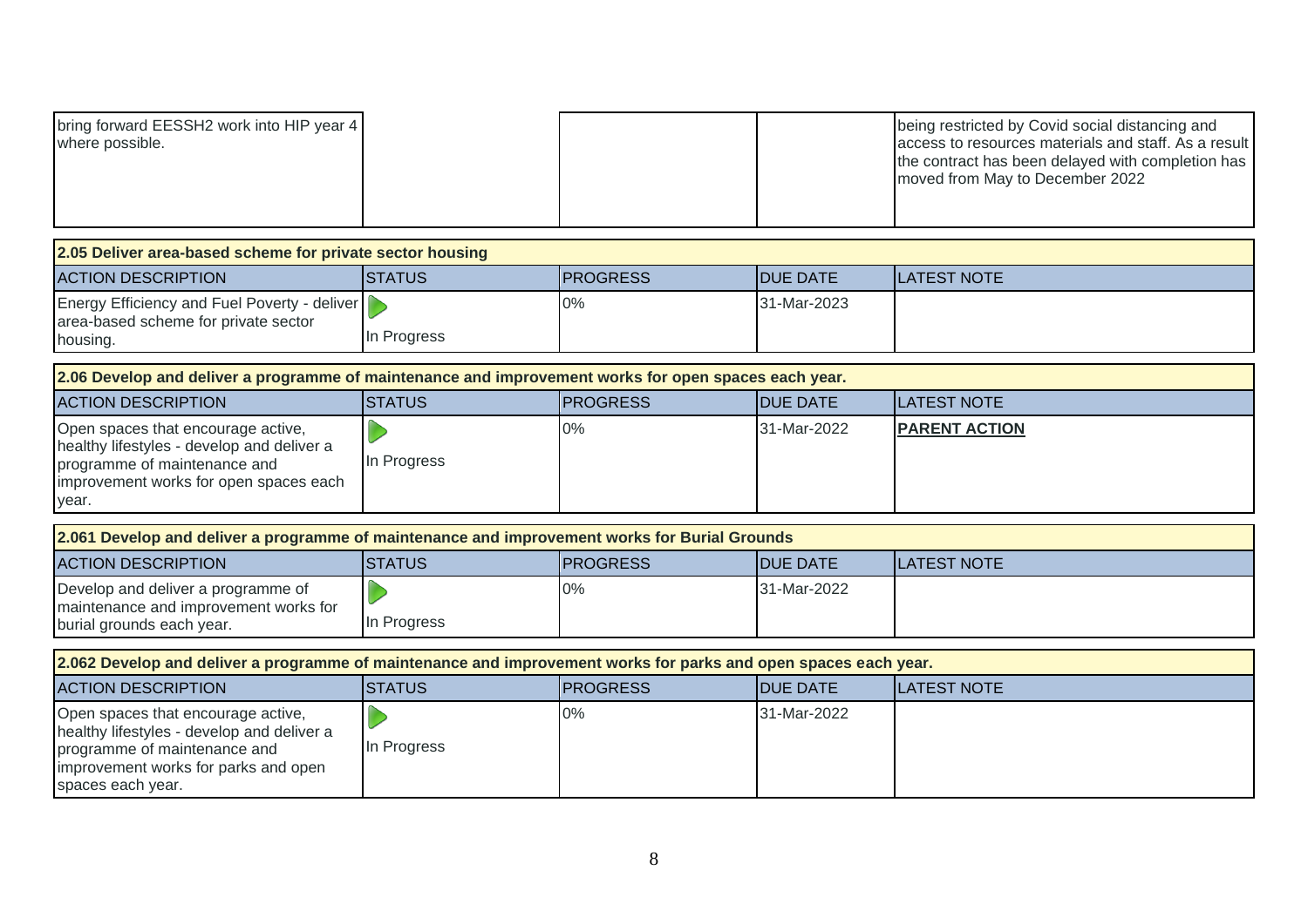| | | | | |
|---|---|---|---|---|
| bring forward EESSH2 work into HIP year 4 where possible. | | | | being restricted by Covid social distancing and access to resources materials and staff. As a result the contract has been delayed with completion has moved from May to December 2022 |

**2.05 Deliver area-based scheme for private sector housing**

| ACTION DESCRIPTION | STATUS | PROGRESS | DUE DATE | LATEST NOTE |
|---|---|---|---|---|
| Energy Efficiency and Fuel Poverty - deliver area-based scheme for private sector housing. | In Progress | 0% | 31-Mar-2023 | |

**2.06 Develop and deliver a programme of maintenance and improvement works for open spaces each year.**

| ACTION DESCRIPTION | STATUS | PROGRESS | DUE DATE | LATEST NOTE |
|---|---|---|---|---|
| Open spaces that encourage active, healthy lifestyles - develop and deliver a programme of maintenance and improvement works for open spaces each year. | In Progress | 0% | 31-Mar-2022 | **PARENT ACTION** |

**2.061 Develop and deliver a programme of maintenance and improvement works for Burial Grounds**

| ACTION DESCRIPTION | STATUS | PROGRESS | DUE DATE | LATEST NOTE |
|---|---|---|---|---|
| Develop and deliver a programme of maintenance and improvement works for burial grounds each year. | In Progress | 0% | 31-Mar-2022 | |

**2.062 Develop and deliver a programme of maintenance and improvement works for parks and open spaces each year.**

| ACTION DESCRIPTION | STATUS | PROGRESS | DUE DATE | LATEST NOTE |
|---|---|---|---|---|
| Open spaces that encourage active, healthy lifestyles - develop and deliver a programme of maintenance and improvement works for parks and open spaces each year. | In Progress | 0% | 31-Mar-2022 | |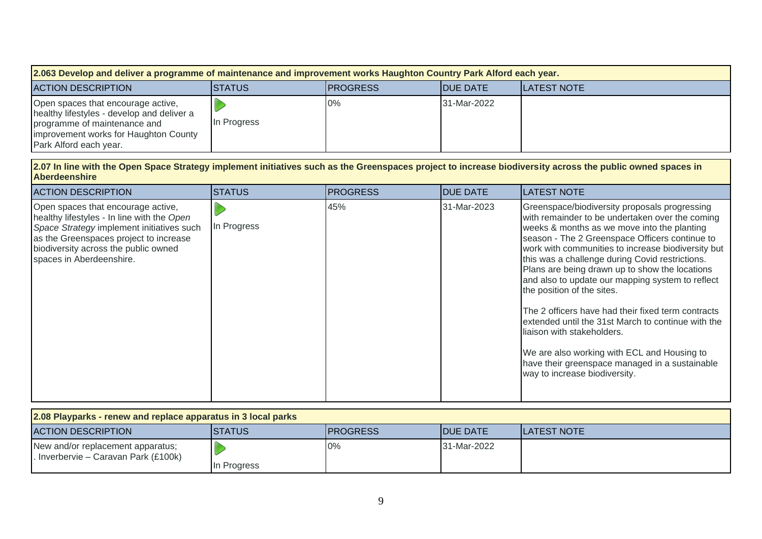**2.063 Develop and deliver a programme of maintenance and improvement works Haughton Country Park Alford each year.**

| ACTION DESCRIPTION | STATUS | PROGRESS | DUE DATE | LATEST NOTE |
| --- | --- | --- | --- | --- |
| Open spaces that encourage active, healthy lifestyles - develop and deliver a programme of maintenance and improvement works for Haughton County Park Alford each year. | In Progress | 0% | 31-Mar-2022 | |

**2.07 In line with the Open Space Strategy implement initiatives such as the Greenspaces project to increase biodiversity across the public owned spaces in Aberdeenshire**

| ACTION DESCRIPTION | STATUS | PROGRESS | DUE DATE | LATEST NOTE |
| --- | --- | --- | --- | --- |
| Open spaces that encourage active, healthy lifestyles - In line with the *Open Space Strategy* implement initiatives such as the Greenspaces project to increase biodiversity across the public owned spaces in Aberdeenshire. | In Progress | 45% | 31-Mar-2023 | Greenspace/biodiversity proposals progressing with remainder to be undertaken over the coming weeks & months as we move into the planting season - The 2 Greenspace Officers continue to work with communities to increase biodiversity but this was a challenge during Covid restrictions. Plans are being drawn up to show the locations and also to update our mapping system to reflect the position of the sites.<br><br>The 2 officers have had their fixed term contracts extended until the 31st March to continue with the liaison with stakeholders.<br><br>We are also working with ECL and Housing to have their greenspace managed in a sustainable way to increase biodiversity. |

**2.08 Playparks - renew and replace apparatus in 3 local parks**

| ACTION DESCRIPTION | STATUS | PROGRESS | DUE DATE | LATEST NOTE |
| --- | --- | --- | --- | --- |
| New and/or replacement apparatus;<br>. Inverbervie – Caravan Park (£100k) | In Progress | 0% | 31-Mar-2022 | |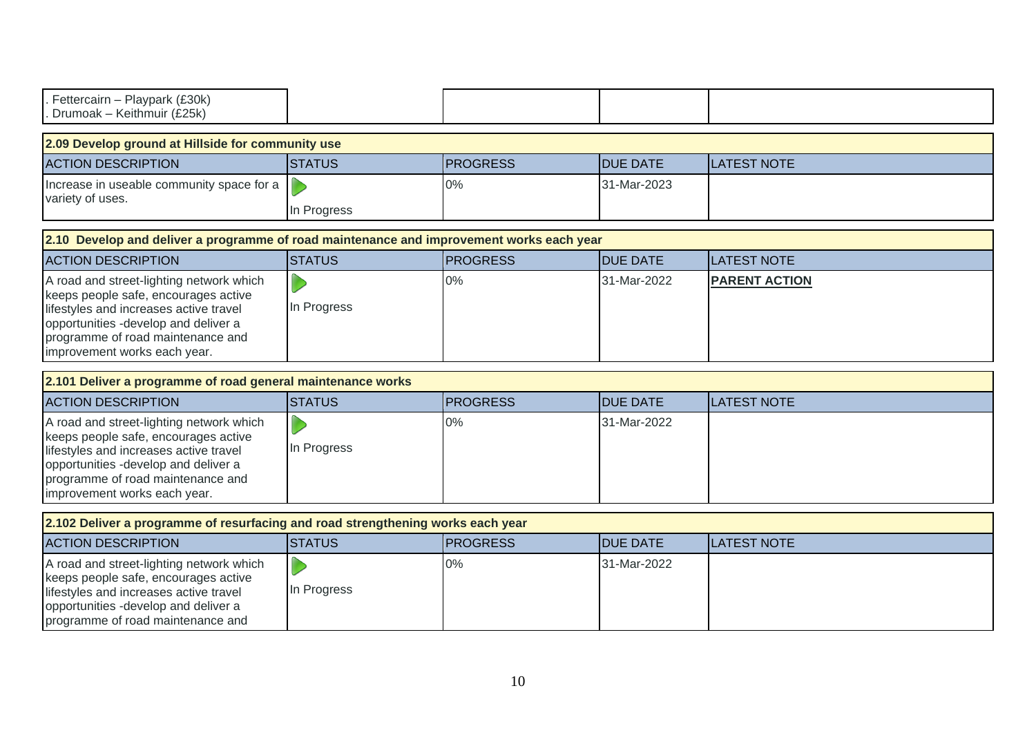| | | | | |
|---|---|---|---|---|
| . Fettercairn – Playpark (£30k)<br>. Drumoak – Keithmuir (£25k) | | | | |

| 2.09 Develop ground at Hillside for community use | | | | |
|---|---|---|---|---|
| ACTION DESCRIPTION | STATUS | PROGRESS | DUE DATE | LATEST NOTE |
| Increase in useable community space for a variety of uses. | In Progress | 0% | 31-Mar-2023 | |

| 2.10 Develop and deliver a programme of road maintenance and improvement works each year | | | | |
|---|---|---|---|---|
| ACTION DESCRIPTION | STATUS | PROGRESS | DUE DATE | LATEST NOTE |
| A road and street-lighting network which keeps people safe, encourages active lifestyles and increases active travel opportunities -develop and deliver a programme of road maintenance and improvement works each year. | In Progress | 0% | 31-Mar-2022 | **PARENT ACTION** |

| 2.101 Deliver a programme of road general maintenance works | | | | |
|---|---|---|---|---|
| ACTION DESCRIPTION | STATUS | PROGRESS | DUE DATE | LATEST NOTE |
| A road and street-lighting network which keeps people safe, encourages active lifestyles and increases active travel opportunities -develop and deliver a programme of road maintenance and improvement works each year. | In Progress | 0% | 31-Mar-2022 | |

| 2.102 Deliver a programme of resurfacing and road strengthening works each year | | | | |
|---|---|---|---|---|
| ACTION DESCRIPTION | STATUS | PROGRESS | DUE DATE | LATEST NOTE |
| A road and street-lighting network which keeps people safe, encourages active lifestyles and increases active travel opportunities -develop and deliver a programme of road maintenance and | In Progress | 0% | 31-Mar-2022 | |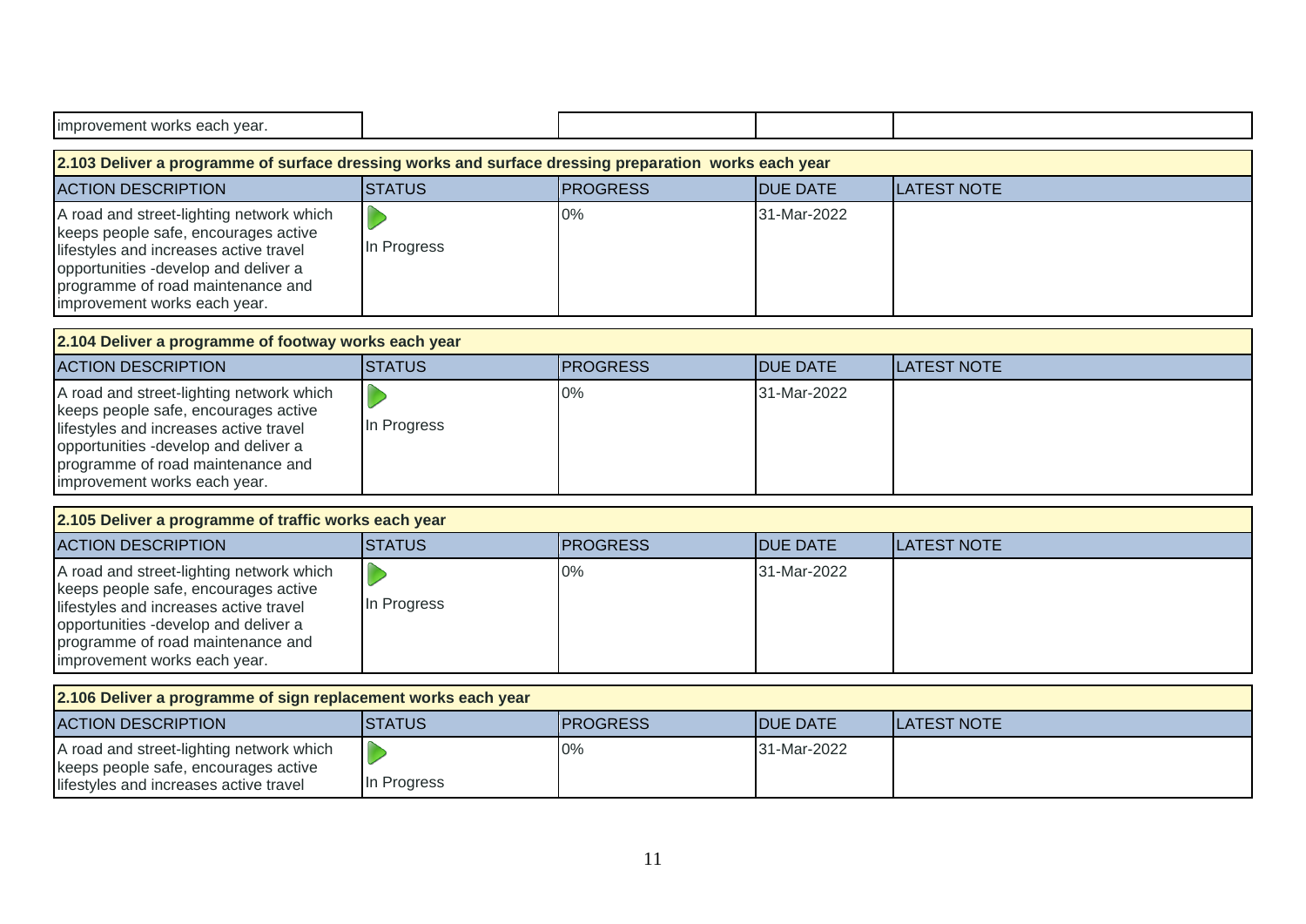| | | | | |
|---|---|---|---|---|
| improvement works each year. | | | | |

| 2.103 Deliver a programme of surface dressing works and surface dressing preparation works each year | | | | |
|---|---|---|---|---|
| ACTION DESCRIPTION | STATUS | PROGRESS | DUE DATE | LATEST NOTE |
| A road and street-lighting network which keeps people safe, encourages active lifestyles and increases active travel opportunities -develop and deliver a programme of road maintenance and improvement works each year. | In Progress | 0% | 31-Mar-2022 | |

| 2.104 Deliver a programme of footway works each year | | | | |
|---|---|---|---|---|
| ACTION DESCRIPTION | STATUS | PROGRESS | DUE DATE | LATEST NOTE |
| A road and street-lighting network which keeps people safe, encourages active lifestyles and increases active travel opportunities -develop and deliver a programme of road maintenance and improvement works each year. | In Progress | 0% | 31-Mar-2022 | |

| 2.105 Deliver a programme of traffic works each year | | | | |
|---|---|---|---|---|
| ACTION DESCRIPTION | STATUS | PROGRESS | DUE DATE | LATEST NOTE |
| A road and street-lighting network which keeps people safe, encourages active lifestyles and increases active travel opportunities -develop and deliver a programme of road maintenance and improvement works each year. | In Progress | 0% | 31-Mar-2022 | |

| 2.106 Deliver a programme of sign replacement works each year | | | | |
|---|---|---|---|---|
| ACTION DESCRIPTION | STATUS | PROGRESS | DUE DATE | LATEST NOTE |
| A road and street-lighting network which keeps people safe, encourages active lifestyles and increases active travel | In Progress | 0% | 31-Mar-2022 | |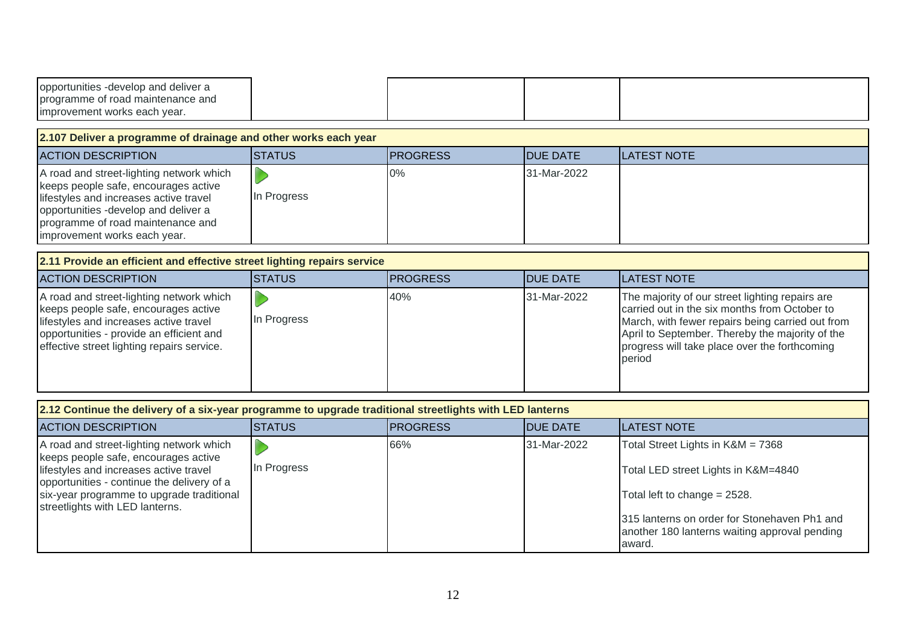| | | | | |
|---|---|---|---|---|
| opportunities -develop and deliver a programme of road maintenance and improvement works each year. | | | | |

**2.107 Deliver a programme of drainage and other works each year**

| ACTION DESCRIPTION | STATUS | PROGRESS | DUE DATE | LATEST NOTE |
|---|---|---|---|---|
| A road and street-lighting network which keeps people safe, encourages active lifestyles and increases active travel opportunities -develop and deliver a programme of road maintenance and improvement works each year. | In Progress | 0% | 31-Mar-2022 | |

**2.11 Provide an efficient and effective street lighting repairs service**

| ACTION DESCRIPTION | STATUS | PROGRESS | DUE DATE | LATEST NOTE |
|---|---|---|---|---|
| A road and street-lighting network which keeps people safe, encourages active lifestyles and increases active travel opportunities - provide an efficient and effective street lighting repairs service. | In Progress | 40% | 31-Mar-2022 | The majority of our street lighting repairs are carried out in the six months from October to March, with fewer repairs being carried out from April to September. Thereby the majority of the progress will take place over the forthcoming period |

**2.12 Continue the delivery of a six-year programme to upgrade traditional streetlights with LED lanterns**

| ACTION DESCRIPTION | STATUS | PROGRESS | DUE DATE | LATEST NOTE |
|---|---|---|---|---|
| A road and street-lighting network which keeps people safe, encourages active lifestyles and increases active travel opportunities - continue the delivery of a six-year programme to upgrade traditional streetlights with LED lanterns. | In Progress | 66% | 31-Mar-2022 | Total Street Lights in K&M = 7368<br><br>Total LED street Lights in K&M=4840<br><br>Total left to change = 2528.<br><br>315 lanterns on order for Stonehaven Ph1 and another 180 lanterns waiting approval pending award. |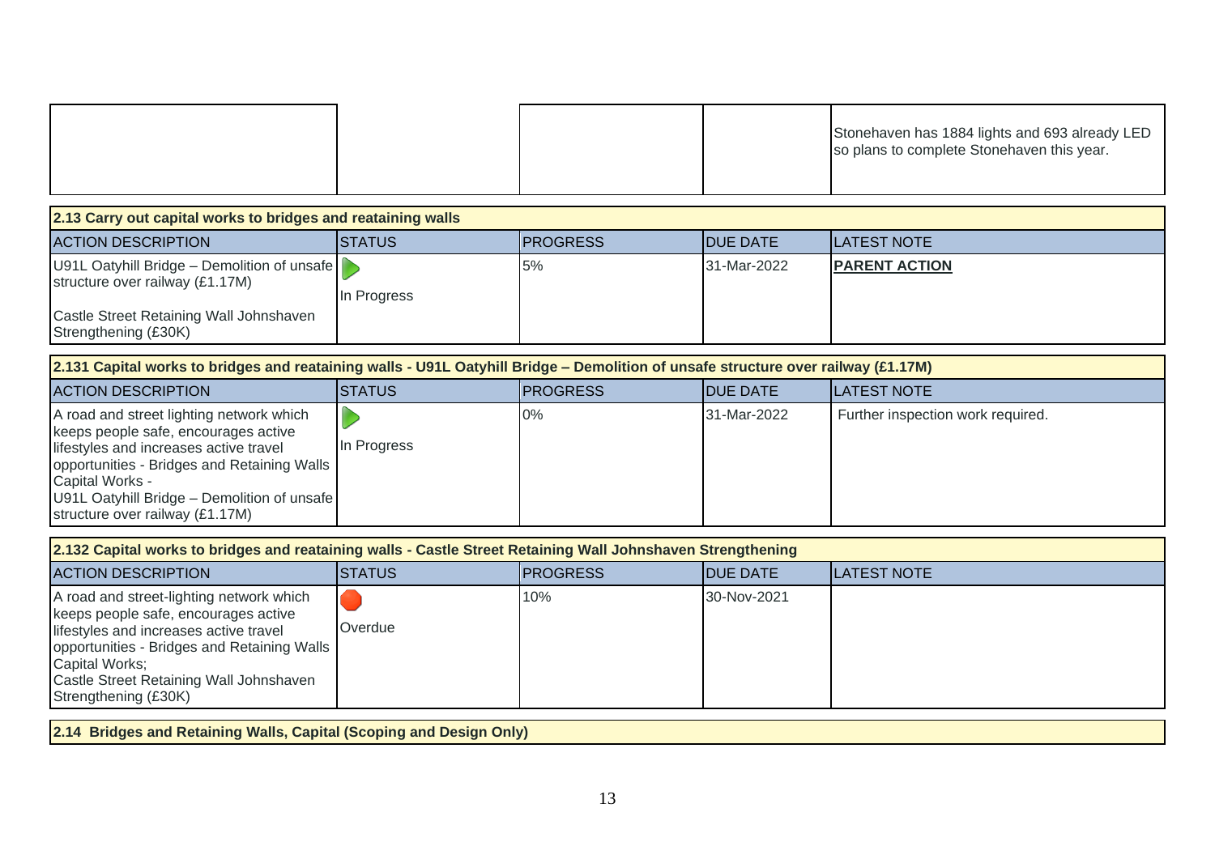| | | | | |
|---|---|---|---|---|
| | | | | Stonehaven has 1884 lights and 693 already LED so plans to complete Stonehaven this year. |

| **2.13 Carry out capital works to bridges and reataining walls** | | | | |
|---|---|---|---|---|
| ACTION DESCRIPTION | STATUS | PROGRESS | DUE DATE | LATEST NOTE |
| U91L Oatyhill Bridge – Demolition of unsafe structure over railway (£1.17M)<br><br>Castle Street Retaining Wall Johnshaven Strengthening (£30K) | In Progress | 5% | 31-Mar-2022 | **PARENT ACTION** |

| **2.131 Capital works to bridges and reataining walls - U91L Oatyhill Bridge – Demolition of unsafe structure over railway (£1.17M)** | | | | |
|---|---|---|---|---|
| ACTION DESCRIPTION | STATUS | PROGRESS | DUE DATE | LATEST NOTE |
| A road and street lighting network which keeps people safe, encourages active lifestyles and increases active travel opportunities - Bridges and Retaining Walls Capital Works -<br>U91L Oatyhill Bridge – Demolition of unsafe structure over railway (£1.17M) | In Progress | 0% | 31-Mar-2022 | Further inspection work required. |

| **2.132 Capital works to bridges and reataining walls - Castle Street Retaining Wall Johnshaven Strengthening** | | | | |
|---|---|---|---|---|
| ACTION DESCRIPTION | STATUS | PROGRESS | DUE DATE | LATEST NOTE |
| A road and street-lighting network which keeps people safe, encourages active lifestyles and increases active travel opportunities - Bridges and Retaining Walls Capital Works;<br>Castle Street Retaining Wall Johnshaven Strengthening (£30K) | Overdue | 10% | 30-Nov-2021 | |

**2.14 Bridges and Retaining Walls, Capital (Scoping and Design Only)**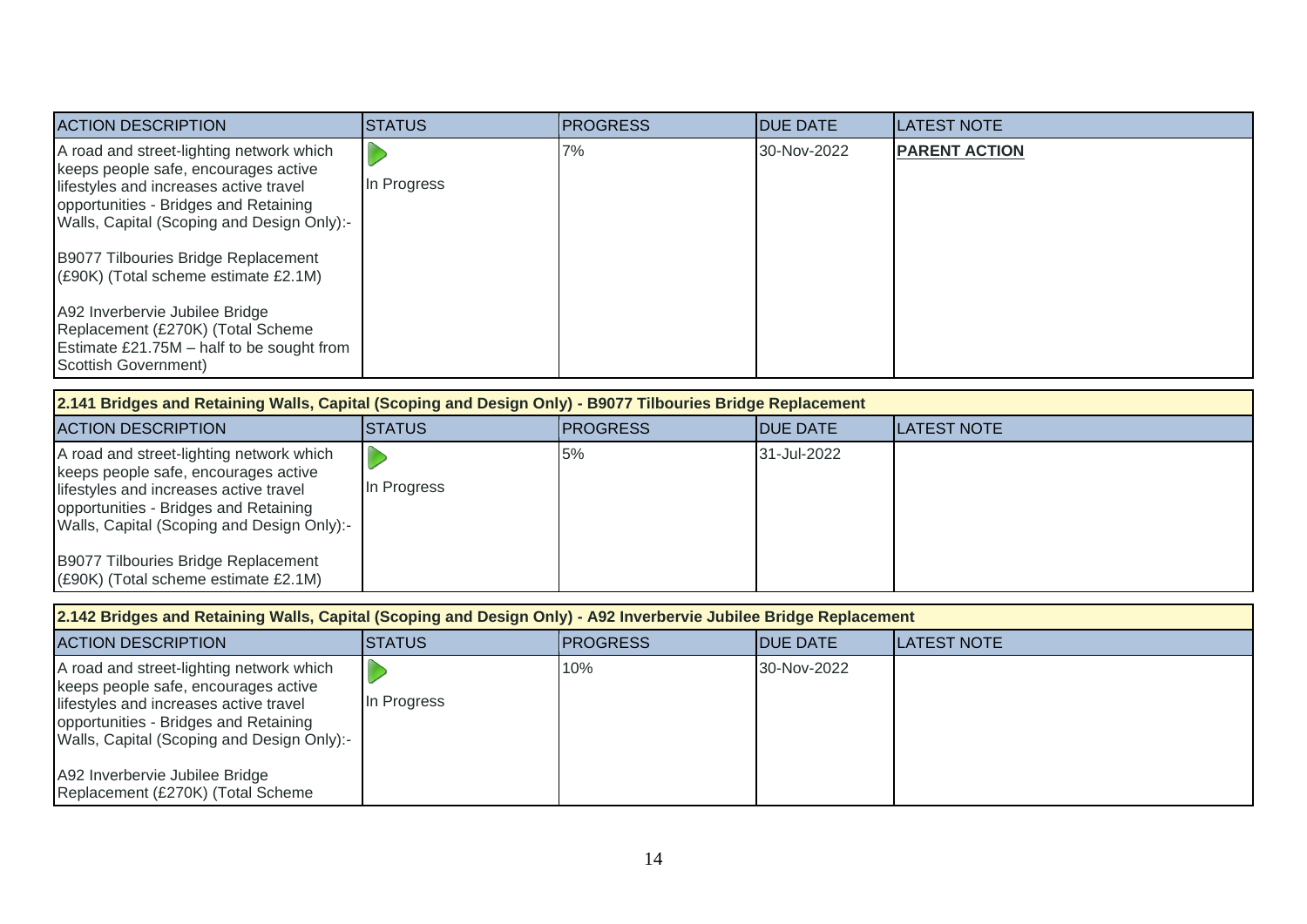| ACTION DESCRIPTION | STATUS | PROGRESS | DUE DATE | LATEST NOTE |
|---|---|---|---|---|
| A road and street-lighting network which keeps people safe, encourages active lifestyles and increases active travel opportunities - Bridges and Retaining Walls, Capital (Scoping and Design Only):-<br><br>B9077 Tilbouries Bridge Replacement (£90K) (Total scheme estimate £2.1M)<br><br>A92 Inverbervie Jubilee Bridge Replacement (£270K) (Total Scheme Estimate £21.75M – half to be sought from Scottish Government) | In Progress | 7% | 30-Nov-2022 | **PARENT ACTION** |

**2.141 Bridges and Retaining Walls, Capital (Scoping and Design Only) - B9077 Tilbouries Bridge Replacement**

| ACTION DESCRIPTION | STATUS | PROGRESS | DUE DATE | LATEST NOTE |
|---|---|---|---|---|
| A road and street-lighting network which keeps people safe, encourages active lifestyles and increases active travel opportunities - Bridges and Retaining Walls, Capital (Scoping and Design Only):-<br><br>B9077 Tilbouries Bridge Replacement (£90K) (Total scheme estimate £2.1M) | In Progress | 5% | 31-Jul-2022 | |

**2.142 Bridges and Retaining Walls, Capital (Scoping and Design Only) - A92 Inverbervie Jubilee Bridge Replacement**

| ACTION DESCRIPTION | STATUS | PROGRESS | DUE DATE | LATEST NOTE |
|---|---|---|---|---|
| A road and street-lighting network which keeps people safe, encourages active lifestyles and increases active travel opportunities - Bridges and Retaining Walls, Capital (Scoping and Design Only):-<br><br>A92 Inverbervie Jubilee Bridge Replacement (£270K) (Total Scheme | In Progress | 10% | 30-Nov-2022 | |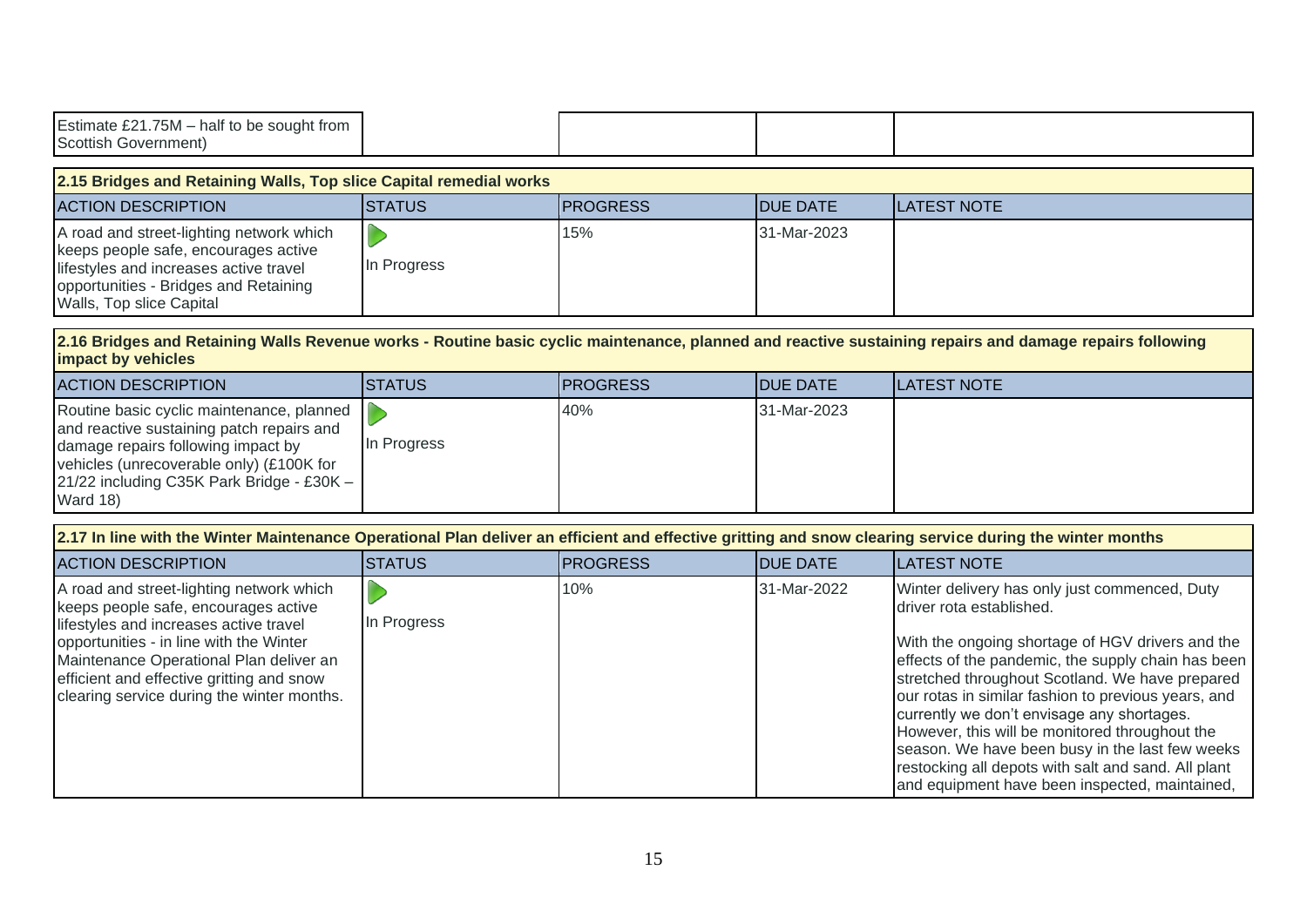| | | | | |
|---|---|---|---|---|
| Estimate £21.75M – half to be sought from Scottish Government) | | | | |

**2.15 Bridges and Retaining Walls, Top slice Capital remedial works**

| ACTION DESCRIPTION | STATUS | PROGRESS | DUE DATE | LATEST NOTE |
|---|---|---|---|---|
| A road and street-lighting network which keeps people safe, encourages active lifestyles and increases active travel opportunities - Bridges and Retaining Walls, Top slice Capital | In Progress | 15% | 31-Mar-2023 | |

**2.16 Bridges and Retaining Walls Revenue works - Routine basic cyclic maintenance, planned and reactive sustaining repairs and damage repairs following impact by vehicles**

| ACTION DESCRIPTION | STATUS | PROGRESS | DUE DATE | LATEST NOTE |
|---|---|---|---|---|
| Routine basic cyclic maintenance, planned and reactive sustaining patch repairs and damage repairs following impact by vehicles (unrecoverable only) (£100K for 21/22 including C35K Park Bridge - £30K – Ward 18) | In Progress | 40% | 31-Mar-2023 | |

**2.17 In line with the Winter Maintenance Operational Plan deliver an efficient and effective gritting and snow clearing service during the winter months**

| ACTION DESCRIPTION | STATUS | PROGRESS | DUE DATE | LATEST NOTE |
|---|---|---|---|---|
| A road and street-lighting network which keeps people safe, encourages active lifestyles and increases active travel opportunities - in line with the Winter Maintenance Operational Plan deliver an efficient and effective gritting and snow clearing service during the winter months. | In Progress | 10% | 31-Mar-2022 | Winter delivery has only just commenced, Duty driver rota established.<br><br>With the ongoing shortage of HGV drivers and the effects of the pandemic, the supply chain has been stretched throughout Scotland. We have prepared our rotas in similar fashion to previous years, and currently we don't envisage any shortages. However, this will be monitored throughout the season. We have been busy in the last few weeks restocking all depots with salt and sand. All plant and equipment have been inspected, maintained, |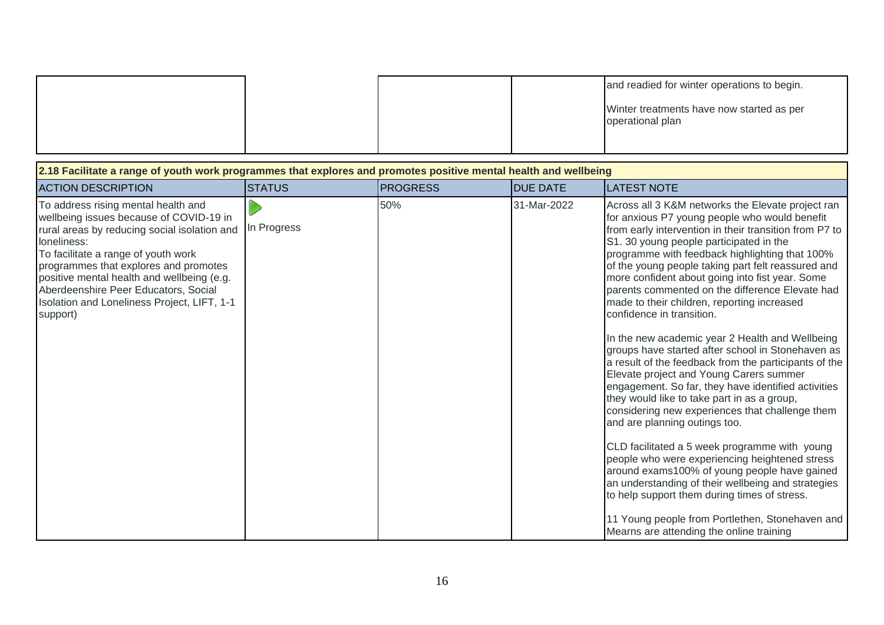| | | | | |
|---|---|---|---|---|
| | | | | and readied for winter operations to begin.<br><br>Winter treatments have now started as per operational plan |

| 2.18 Facilitate a range of youth work programmes that explores and promotes positive mental health and wellbeing | | | | |
|---|---|---|---|---|
| **ACTION DESCRIPTION** | **STATUS** | **PROGRESS** | **DUE DATE** | **LATEST NOTE** |
| To address rising mental health and wellbeing issues because of COVID-19 in rural areas by reducing social isolation and loneliness:<br>To facilitate a range of youth work programmes that explores and promotes positive mental health and wellbeing (e.g. Aberdeenshire Peer Educators, Social Isolation and Loneliness Project, LIFT, 1-1 support) | In Progress | 50% | 31-Mar-2022 | Across all 3 K&M networks the Elevate project ran for anxious P7 young people who would benefit from early intervention in their transition from P7 to S1. 30 young people participated in the programme with feedback highlighting that 100% of the young people taking part felt reassured and more confident about going into fist year. Some parents commented on the difference Elevate had made to their children, reporting increased confidence in transition.<br><br>In the new academic year 2 Health and Wellbeing groups have started after school in Stonehaven as a result of the feedback from the participants of the Elevate project and Young Carers summer engagement. So far, they have identified activities they would like to take part in as a group, considering new experiences that challenge them and are planning outings too.<br><br>CLD facilitated a 5 week programme with young people who were experiencing heightened stress around exams100% of young people have gained an understanding of their wellbeing and strategies to help support them during times of stress.<br><br>11 Young people from Portlethen, Stonehaven and Mearns are attending the online training |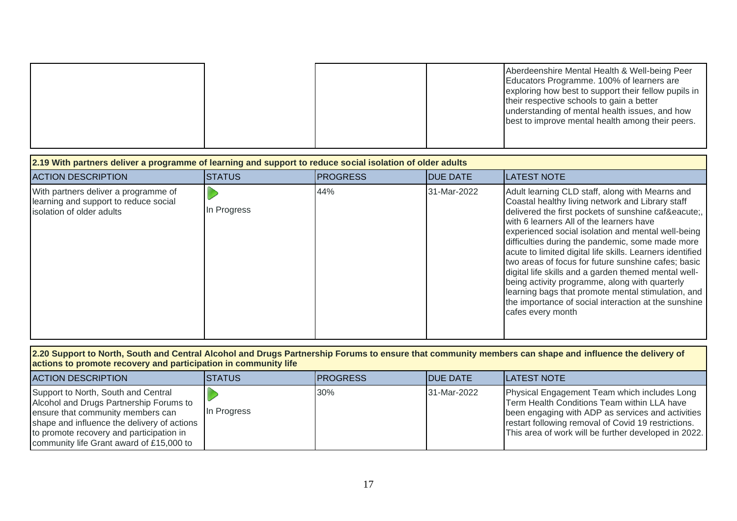| | | | | |
|---|---|---|---|---|
| | | | | Aberdeenshire Mental Health & Well-being Peer Educators Programme. 100% of learners are exploring how best to support their fellow pupils in their respective schools to gain a better understanding of mental health issues, and how best to improve mental health among their peers. |

| **2.19 With partners deliver a programme of learning and support to reduce social isolation of older adults** | | | | |
|---|---|---|---|---|
| ACTION DESCRIPTION | STATUS | PROGRESS | DUE DATE | LATEST NOTE |
| With partners deliver a programme of learning and support to reduce social isolation of older adults | In Progress | 44% | 31-Mar-2022 | Adult learning CLD staff, along with Mearns and Coastal healthy living network and Library staff delivered the first pockets of sunshine caf&eacute;, with 6 learners All of the learners have experienced social isolation and mental well-being difficulties during the pandemic, some made more acute to limited digital life skills. Learners identified two areas of focus for future sunshine cafes; basic digital life skills and a garden themed mental well-being activity programme, along with quarterly learning bags that promote mental stimulation, and the importance of social interaction at the sunshine cafes every month |

| **2.20 Support to North, South and Central Alcohol and Drugs Partnership Forums to ensure that community members can shape and influence the delivery of actions to promote recovery and participation in community life** | | | | |
|---|---|---|---|---|
| ACTION DESCRIPTION | STATUS | PROGRESS | DUE DATE | LATEST NOTE |
| Support to North, South and Central Alcohol and Drugs Partnership Forums to ensure that community members can shape and influence the delivery of actions to promote recovery and participation in community life Grant award of £15,000 to | In Progress | 30% | 31-Mar-2022 | Physical Engagement Team which includes Long Term Health Conditions Team within LLA have been engaging with ADP as services and activities restart following removal of Covid 19 restrictions. This area of work will be further developed in 2022. |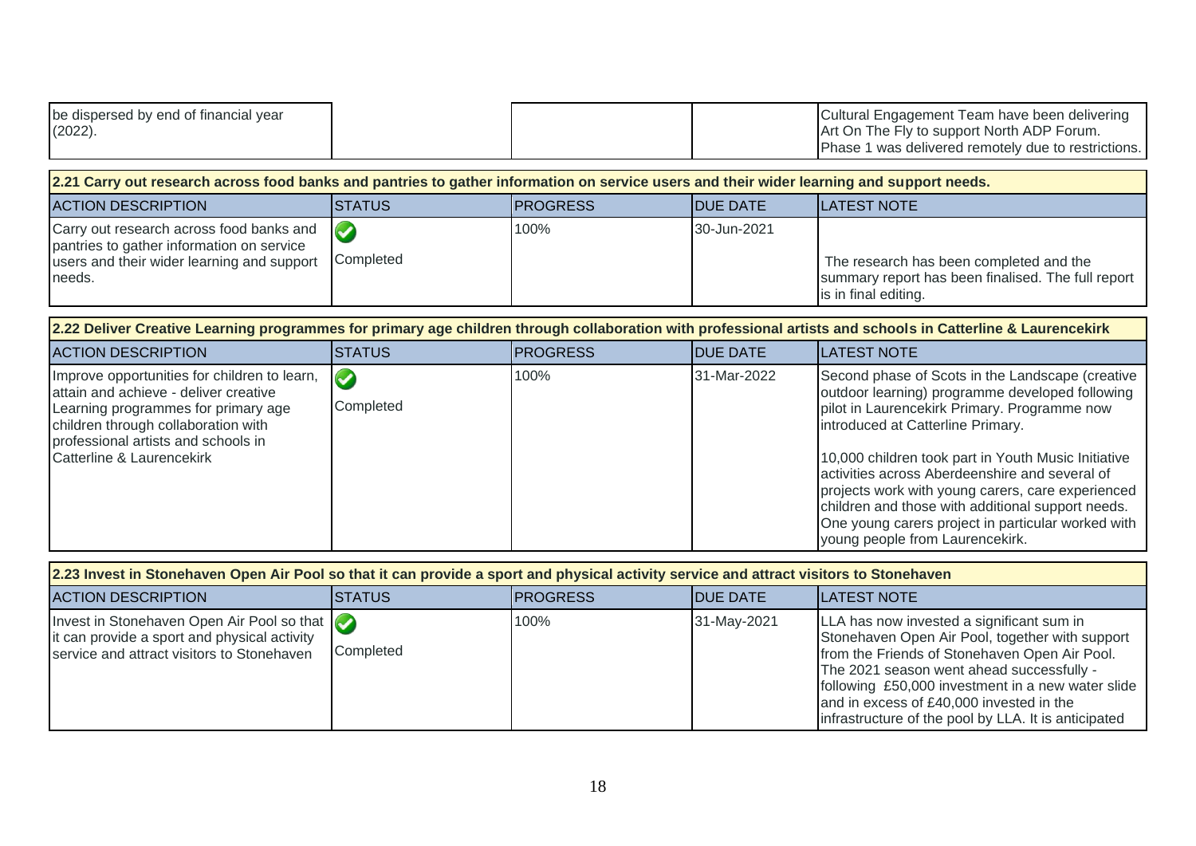| | | | | |
|---|---|---|---|---|
| be dispersed by end of financial year (2022). | | | | Cultural Engagement Team have been delivering Art On The Fly to support North ADP Forum. Phase 1 was delivered remotely due to restrictions. |

**2.21 Carry out research across food banks and pantries to gather information on service users and their wider learning and support needs.**

| ACTION DESCRIPTION | STATUS | PROGRESS | DUE DATE | LATEST NOTE |
|---|---|---|---|---|
| Carry out research across food banks and pantries to gather information on service users and their wider learning and support needs. | Completed | 100% | 30-Jun-2021 | The research has been completed and the summary report has been finalised. The full report is in final editing. |

**2.22 Deliver Creative Learning programmes for primary age children through collaboration with professional artists and schools in Catterline & Laurencekirk**

| ACTION DESCRIPTION | STATUS | PROGRESS | DUE DATE | LATEST NOTE |
|---|---|---|---|---|
| Improve opportunities for children to learn, attain and achieve - deliver creative Learning programmes for primary age children through collaboration with professional artists and schools in Catterline & Laurencekirk | Completed | 100% | 31-Mar-2022 | Second phase of Scots in the Landscape (creative outdoor learning) programme developed following pilot in Laurencekirk Primary. Programme now introduced at Catterline Primary.<br><br>10,000 children took part in Youth Music Initiative activities across Aberdeenshire and several of projects work with young carers, care experienced children and those with additional support needs. One young carers project in particular worked with young people from Laurencekirk. |

**2.23 Invest in Stonehaven Open Air Pool so that it can provide a sport and physical activity service and attract visitors to Stonehaven**

| ACTION DESCRIPTION | STATUS | PROGRESS | DUE DATE | LATEST NOTE |
|---|---|---|---|---|
| Invest in Stonehaven Open Air Pool so that it can provide a sport and physical activity service and attract visitors to Stonehaven | Completed | 100% | 31-May-2021 | LLA has now invested a significant sum in Stonehaven Open Air Pool, together with support from the Friends of Stonehaven Open Air Pool. The 2021 season went ahead successfully - following £50,000 investment in a new water slide and in excess of £40,000 invested in the infrastructure of the pool by LLA. It is anticipated |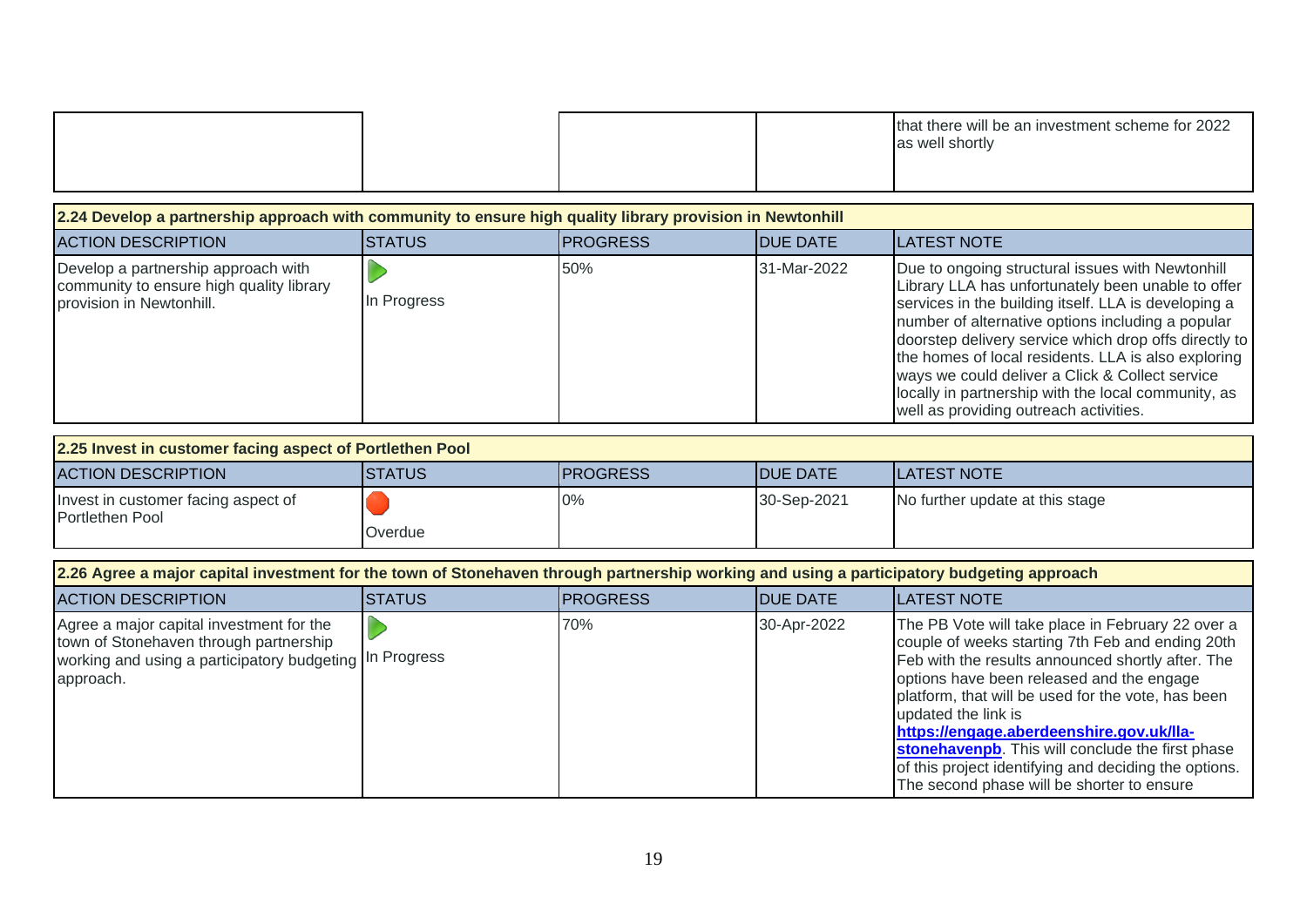| | | | | |
|---|---|---|---|---|
| | | | | that there will be an investment scheme for 2022 as well shortly |

| 2.24 Develop a partnership approach with community to ensure high quality library provision in Newtonhill | | | | |
|---|---|---|---|---|
| ACTION DESCRIPTION | STATUS | PROGRESS | DUE DATE | LATEST NOTE |
| Develop a partnership approach with community to ensure high quality library provision in Newtonhill. | In Progress | 50% | 31-Mar-2022 | Due to ongoing structural issues with Newtonhill Library LLA has unfortunately been unable to offer services in the building itself. LLA is developing a number of alternative options including a popular doorstep delivery service which drop offs directly to the homes of local residents. LLA is also exploring ways we could deliver a Click & Collect service locally in partnership with the local community, as well as providing outreach activities. |

| 2.25 Invest in customer facing aspect of Portlethen Pool | | | | |
|---|---|---|---|---|
| ACTION DESCRIPTION | STATUS | PROGRESS | DUE DATE | LATEST NOTE |
| Invest in customer facing aspect of Portlethen Pool | Overdue | 0% | 30-Sep-2021 | No further update at this stage |

| 2.26 Agree a major capital investment for the town of Stonehaven through partnership working and using a participatory budgeting approach | | | | |
|---|---|---|---|---|
| ACTION DESCRIPTION | STATUS | PROGRESS | DUE DATE | LATEST NOTE |
| Agree a major capital investment for the town of Stonehaven through partnership working and using a participatory budgeting approach. | In Progress | 70% | 30-Apr-2022 | The PB Vote will take place in February 22 over a couple of weeks starting 7th Feb and ending 20th Feb with the results announced shortly after. The options have been released and the engage platform, that will be used for the vote, has been updated the link is **https://engage.aberdeenshire.gov.uk/lla-stonehavenpb**. This will conclude the first phase of this project identifying and deciding the options. The second phase will be shorter to ensure |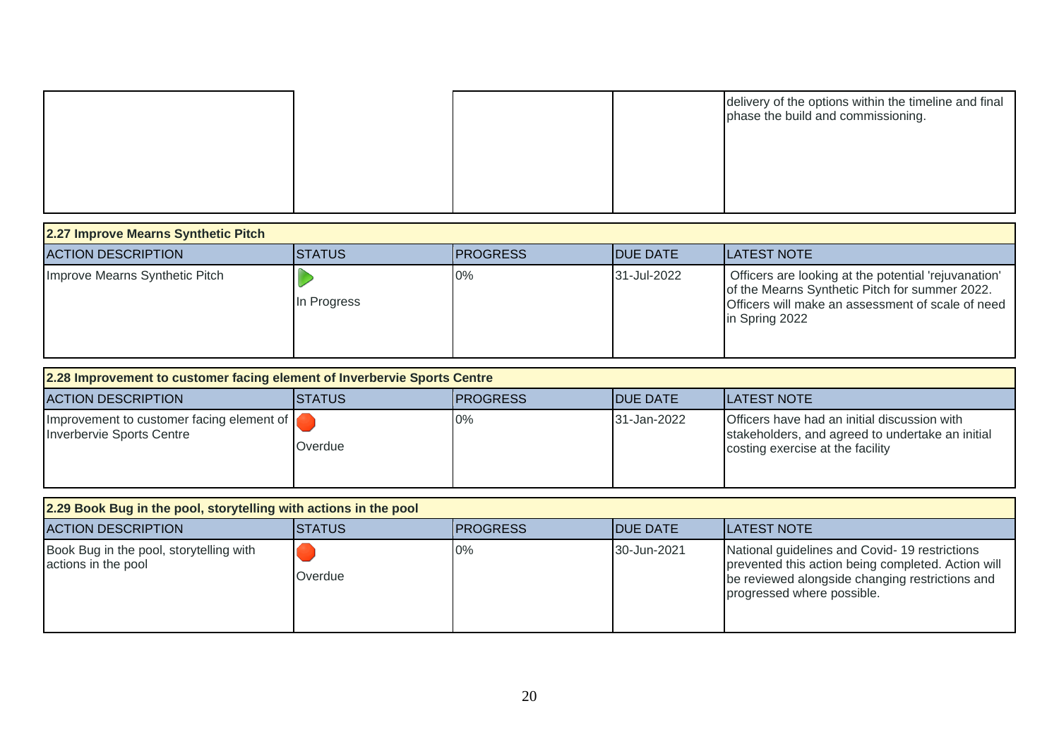| | | | | |
|---|---|---|---|---|
| | | | | delivery of the options within the timeline and final phase the build and commissioning. |

**2.27 Improve Mearns Synthetic Pitch**

| ACTION DESCRIPTION | STATUS | PROGRESS | DUE DATE | LATEST NOTE |
|---|---|---|---|---|
| Improve Mearns Synthetic Pitch | In Progress | 0% | 31-Jul-2022 | Officers are looking at the potential 'rejuvanation' of the Mearns Synthetic Pitch for summer 2022. Officers will make an assessment of scale of need in Spring 2022 |

**2.28 Improvement to customer facing element of Inverbervie Sports Centre**

| ACTION DESCRIPTION | STATUS | PROGRESS | DUE DATE | LATEST NOTE |
|---|---|---|---|---|
| Improvement to customer facing element of Inverbervie Sports Centre | Overdue | 0% | 31-Jan-2022 | Officers have had an initial discussion with stakeholders, and agreed to undertake an initial costing exercise at the facility |

**2.29 Book Bug in the pool, storytelling with actions in the pool**

| ACTION DESCRIPTION | STATUS | PROGRESS | DUE DATE | LATEST NOTE |
|---|---|---|---|---|
| Book Bug in the pool, storytelling with actions in the pool | Overdue | 0% | 30-Jun-2021 | National guidelines and Covid- 19 restrictions prevented this action being completed. Action will be reviewed alongside changing restrictions and progressed where possible. |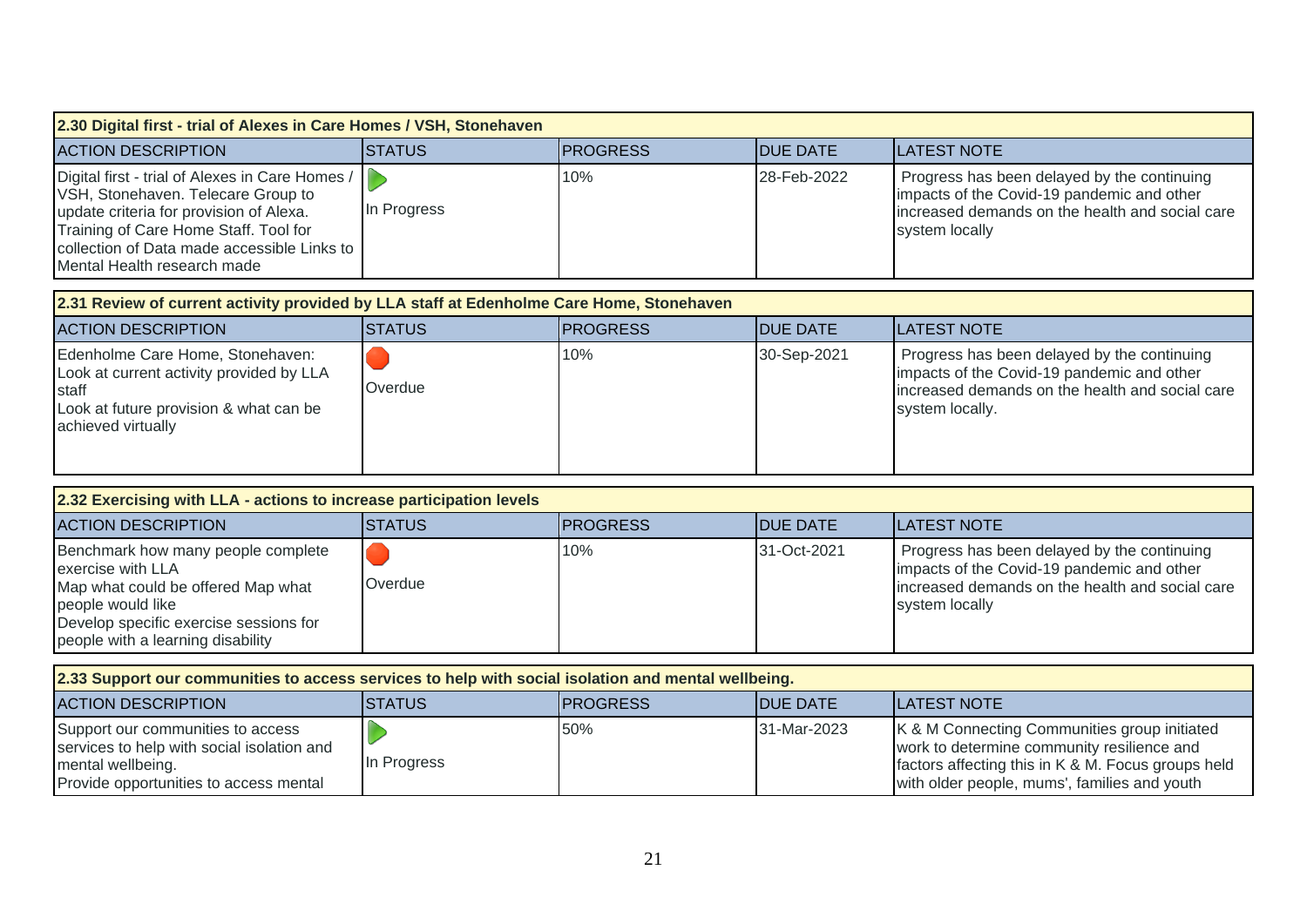| 2.30 Digital first - trial of Alexes in Care Homes / VSH, Stonehaven | | | | |
|---|---|---|---|---|
| ACTION DESCRIPTION | STATUS | PROGRESS | DUE DATE | LATEST NOTE |
| Digital first - trial of Alexes in Care Homes / VSH, Stonehaven. Telecare Group to update criteria for provision of Alexa. Training of Care Home Staff. Tool for collection of Data made accessible Links to Mental Health research made | In Progress | 10% | 28-Feb-2022 | Progress has been delayed by the continuing impacts of the Covid-19 pandemic and other increased demands on the health and social care system locally |

| 2.31 Review of current activity provided by LLA staff at Edenholme Care Home, Stonehaven | | | | |
|---|---|---|---|---|
| ACTION DESCRIPTION | STATUS | PROGRESS | DUE DATE | LATEST NOTE |
| Edenholme Care Home, Stonehaven: Look at current activity provided by LLA staff<br>Look at future provision & what can be achieved virtually | Overdue | 10% | 30-Sep-2021 | Progress has been delayed by the continuing impacts of the Covid-19 pandemic and other increased demands on the health and social care system locally. |

| 2.32 Exercising with LLA - actions to increase participation levels | | | | |
|---|---|---|---|---|
| ACTION DESCRIPTION | STATUS | PROGRESS | DUE DATE | LATEST NOTE |
| Benchmark how many people complete exercise with LLA<br>Map what could be offered Map what people would like<br>Develop specific exercise sessions for people with a learning disability | Overdue | 10% | 31-Oct-2021 | Progress has been delayed by the continuing impacts of the Covid-19 pandemic and other increased demands on the health and social care system locally |

| 2.33 Support our communities to access services to help with social isolation and mental wellbeing. | | | | |
|---|---|---|---|---|
| ACTION DESCRIPTION | STATUS | PROGRESS | DUE DATE | LATEST NOTE |
| Support our communities to access services to help with social isolation and mental wellbeing.<br>Provide opportunities to access mental | In Progress | 50% | 31-Mar-2023 | K & M Connecting Communities group initiated work to determine community resilience and factors affecting this in K & M. Focus groups held with older people, mums', families and youth |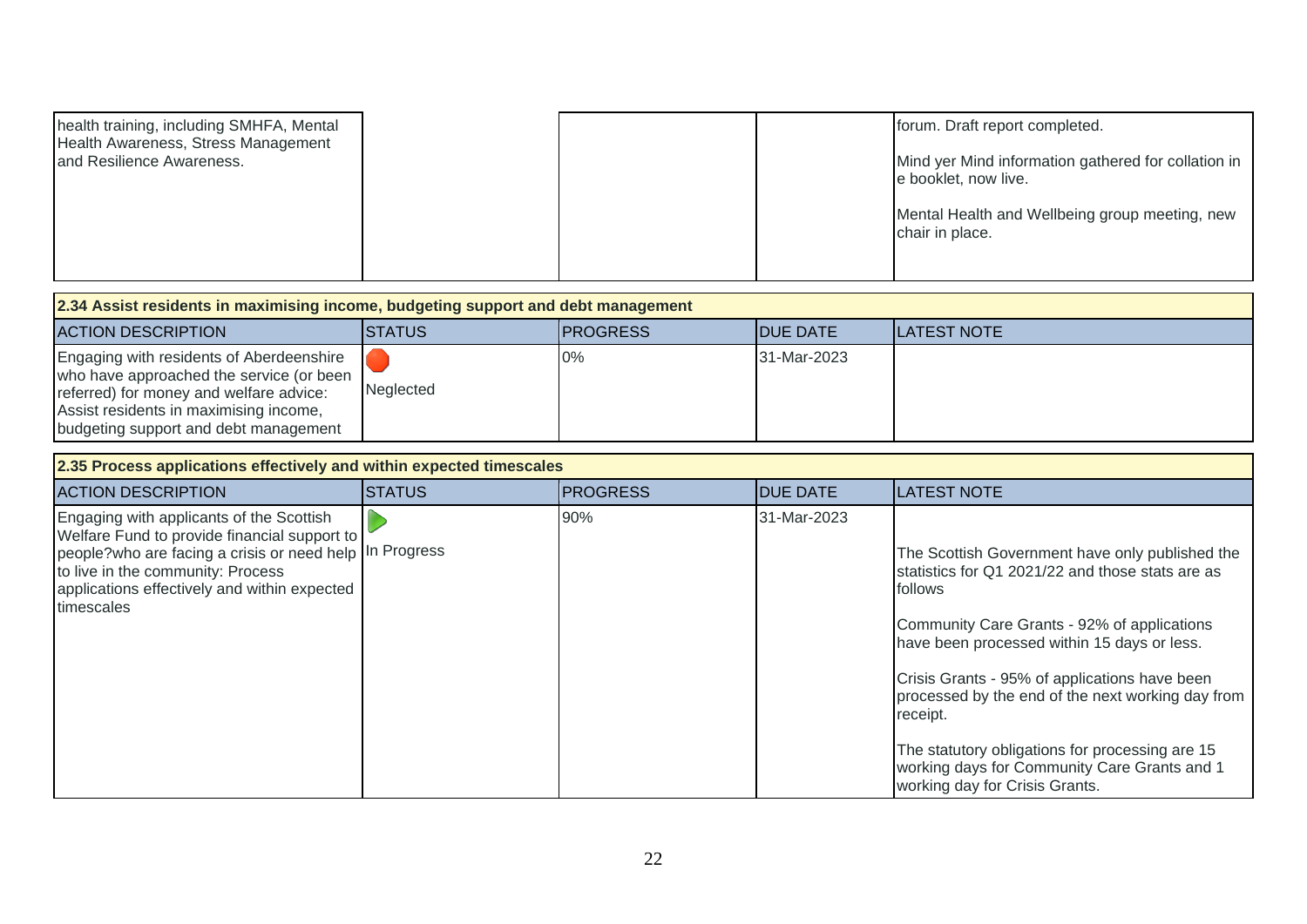| | | | | |
|---|---|---|---|---|
| health training, including SMHFA, Mental Health Awareness, Stress Management and Resilience Awareness. | | | | forum. Draft report completed.<br><br>Mind yer Mind information gathered for collation in e booklet, now live.<br><br>Mental Health and Wellbeing group meeting, new chair in place. |

**2.34 Assist residents in maximising income, budgeting support and debt management**

| ACTION DESCRIPTION | STATUS | PROGRESS | DUE DATE | LATEST NOTE |
|---|---|---|---|---|
| Engaging with residents of Aberdeenshire who have approached the service (or been referred) for money and welfare advice: Assist residents in maximising income, budgeting support and debt management | Neglected | 0% | 31-Mar-2023 | |

**2.35 Process applications effectively and within expected timescales**

| ACTION DESCRIPTION | STATUS | PROGRESS | DUE DATE | LATEST NOTE |
|---|---|---|---|---|
| Engaging with applicants of the Scottish Welfare Fund to provide financial support to people?who are facing a crisis or need help to live in the community: Process applications effectively and within expected timescales | In Progress | 90% | 31-Mar-2023 | The Scottish Government have only published the statistics for Q1 2021/22 and those stats are as follows<br><br>Community Care Grants - 92% of applications have been processed within 15 days or less.<br><br>Crisis Grants - 95% of applications have been processed by the end of the next working day from receipt.<br><br>The statutory obligations for processing are 15 working days for Community Care Grants and 1 working day for Crisis Grants. |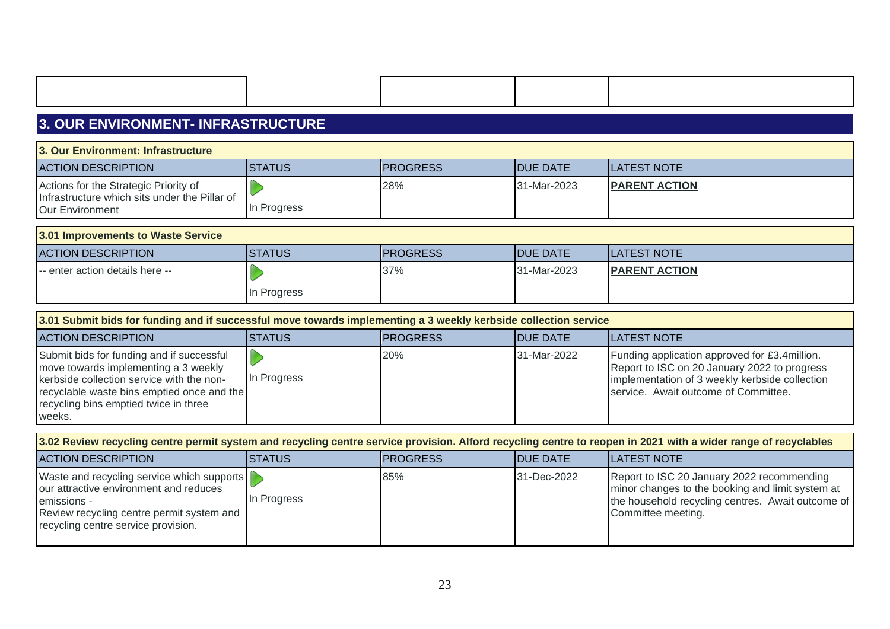## 3. OUR ENVIRONMENT- INFRASTRUCTURE

| 3. Our Environment: Infrastructure | | | | |
|---|---|---|---|---|
| ACTION DESCRIPTION | STATUS | PROGRESS | DUE DATE | LATEST NOTE |
| Actions for the Strategic Priority of Infrastructure which sits under the Pillar of Our Environment | In Progress | 28% | 31-Mar-2023 | **PARENT ACTION** |

| 3.01 Improvements to Waste Service | | | | |
|---|---|---|---|---|
| ACTION DESCRIPTION | STATUS | PROGRESS | DUE DATE | LATEST NOTE |
| -- enter action details here -- | In Progress | 37% | 31-Mar-2023 | **PARENT ACTION** |

| 3.01 Submit bids for funding and if successful move towards implementing a 3 weekly kerbside collection service | | | | |
|---|---|---|---|---|
| ACTION DESCRIPTION | STATUS | PROGRESS | DUE DATE | LATEST NOTE |
| Submit bids for funding and if successful move towards implementing a 3 weekly kerbside collection service with the non-recyclable waste bins emptied once and the recycling bins emptied twice in three weeks. | In Progress | 20% | 31-Mar-2022 | Funding application approved for £3.4million. Report to ISC on 20 January 2022 to progress implementation of 3 weekly kerbside collection service. Await outcome of Committee. |

| 3.02 Review recycling centre permit system and recycling centre service provision. Alford recycling centre to reopen in 2021 with a wider range of recyclables | | | | |
|---|---|---|---|---|
| ACTION DESCRIPTION | STATUS | PROGRESS | DUE DATE | LATEST NOTE |
| Waste and recycling service which supports our attractive environment and reduces emissions - Review recycling centre permit system and recycling centre service provision. | In Progress | 85% | 31-Dec-2022 | Report to ISC 20 January 2022 recommending minor changes to the booking and limit system at the household recycling centres. Await outcome of Committee meeting. |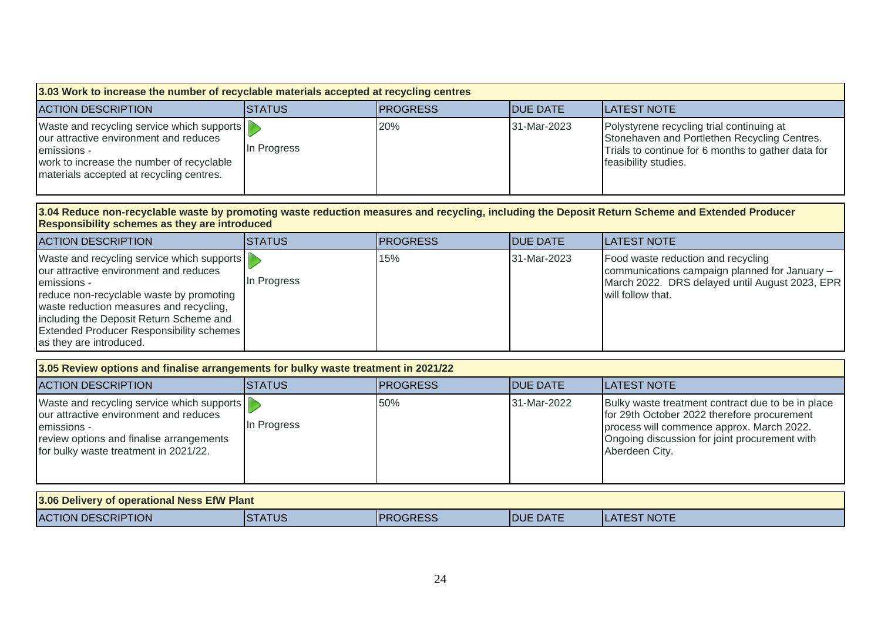| 3.03 Work to increase the number of recyclable materials accepted at recycling centres | | | | |
|---|---|---|---|---|
| ACTION DESCRIPTION | STATUS | PROGRESS | DUE DATE | LATEST NOTE |
| Waste and recycling service which supports our attractive environment and reduces emissions - work to increase the number of recyclable materials accepted at recycling centres. | In Progress | 20% | 31-Mar-2023 | Polystyrene recycling trial continuing at Stonehaven and Portlethen Recycling Centres. Trials to continue for 6 months to gather data for feasibility studies. |

| 3.04 Reduce non-recyclable waste by promoting waste reduction measures and recycling, including the Deposit Return Scheme and Extended Producer Responsibility schemes as they are introduced | | | | |
|---|---|---|---|---|
| ACTION DESCRIPTION | STATUS | PROGRESS | DUE DATE | LATEST NOTE |
| Waste and recycling service which supports our attractive environment and reduces emissions - reduce non-recyclable waste by promoting waste reduction measures and recycling, including the Deposit Return Scheme and Extended Producer Responsibility schemes as they are introduced. | In Progress | 15% | 31-Mar-2023 | Food waste reduction and recycling communications campaign planned for January – March 2022. DRS delayed until August 2023, EPR will follow that. |

| 3.05 Review options and finalise arrangements for bulky waste treatment in 2021/22 | | | | |
|---|---|---|---|---|
| ACTION DESCRIPTION | STATUS | PROGRESS | DUE DATE | LATEST NOTE |
| Waste and recycling service which supports our attractive environment and reduces emissions - review options and finalise arrangements for bulky waste treatment in 2021/22. | In Progress | 50% | 31-Mar-2022 | Bulky waste treatment contract due to be in place for 29th October 2022 therefore procurement process will commence approx. March 2022. Ongoing discussion for joint procurement with Aberdeen City. |

| 3.06 Delivery of operational Ness EfW Plant | | | | |
|---|---|---|---|---|
| ACTION DESCRIPTION | STATUS | PROGRESS | DUE DATE | LATEST NOTE |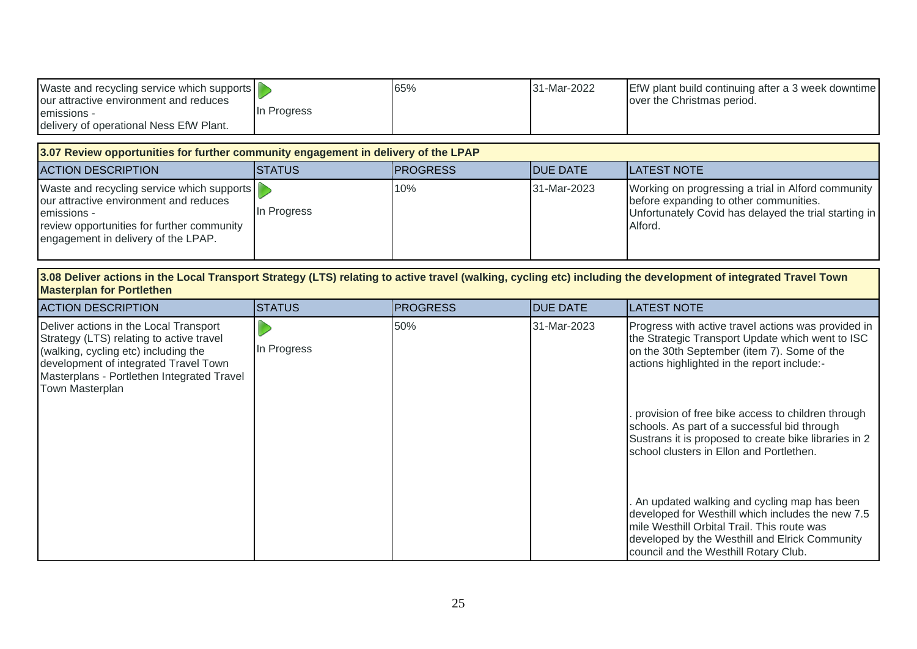| ACTION DESCRIPTION | STATUS | PROGRESS | DUE DATE | LATEST NOTE |
|---|---|---|---|---|
| Waste and recycling service which supports our attractive environment and reduces emissions - delivery of operational Ness EfW Plant. | In Progress | 65% | 31-Mar-2022 | EfW plant build continuing after a 3 week downtime over the Christmas period. |

**3.07 Review opportunities for further community engagement in delivery of the LPAP**

| ACTION DESCRIPTION | STATUS | PROGRESS | DUE DATE | LATEST NOTE |
|---|---|---|---|---|
| Waste and recycling service which supports our attractive environment and reduces emissions - review opportunities for further community engagement in delivery of the LPAP. | In Progress | 10% | 31-Mar-2023 | Working on progressing a trial in Alford community before expanding to other communities. Unfortunately Covid has delayed the trial starting in Alford. |

**3.08 Deliver actions in the Local Transport Strategy (LTS) relating to active travel (walking, cycling etc) including the development of integrated Travel Town Masterplan for Portlethen**

| ACTION DESCRIPTION | STATUS | PROGRESS | DUE DATE | LATEST NOTE |
|---|---|---|---|---|
| Deliver actions in the Local Transport Strategy (LTS) relating to active travel (walking, cycling etc) including the development of integrated Travel Town Masterplans - Portlethen Integrated Travel Town Masterplan | In Progress | 50% | 31-Mar-2023 | Progress with active travel actions was provided in the Strategic Transport Update which went to ISC on the 30th September (item 7). Some of the actions highlighted in the report include:- <br><br> . provision of free bike access to children through schools. As part of a successful bid through Sustrans it is proposed to create bike libraries in 2 school clusters in Ellon and Portlethen. <br><br> . An updated walking and cycling map has been developed for Westhill which includes the new 7.5 mile Westhill Orbital Trail. This route was developed by the Westhill and Elrick Community council and the Westhill Rotary Club. |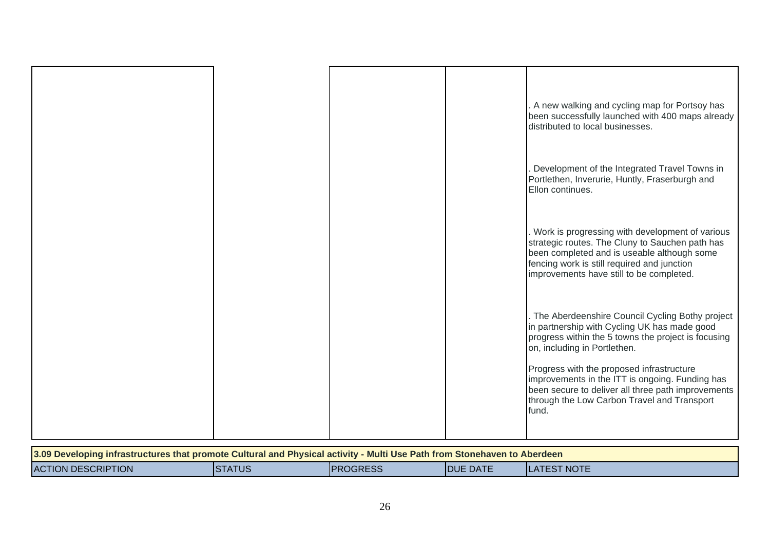| | | | | |
|---|---|---|---|---|
| | | | | . A new walking and cycling map for Portsoy has been successfully launched with 400 maps already distributed to local businesses.<br><br>. Development of the Integrated Travel Towns in Portlethen, Inverurie, Huntly, Fraserburgh and Ellon continues.<br><br>. Work is progressing with development of various strategic routes. The Cluny to Sauchen path has been completed and is useable although some fencing work is still required and junction improvements have still to be completed.<br><br>. The Aberdeenshire Council Cycling Bothy project in partnership with Cycling UK has made good progress within the 5 towns the project is focusing on, including in Portlethen.<br><br>Progress with the proposed infrastructure improvements in the ITT is ongoing. Funding has been secure to deliver all three path improvements through the Low Carbon Travel and Transport fund. |

**3.09 Developing infrastructures that promote Cultural and Physical activity - Multi Use Path from Stonehaven to Aberdeen**

| ACTION DESCRIPTION | STATUS | PROGRESS | DUE DATE | LATEST NOTE |
|---|---|---|---|---|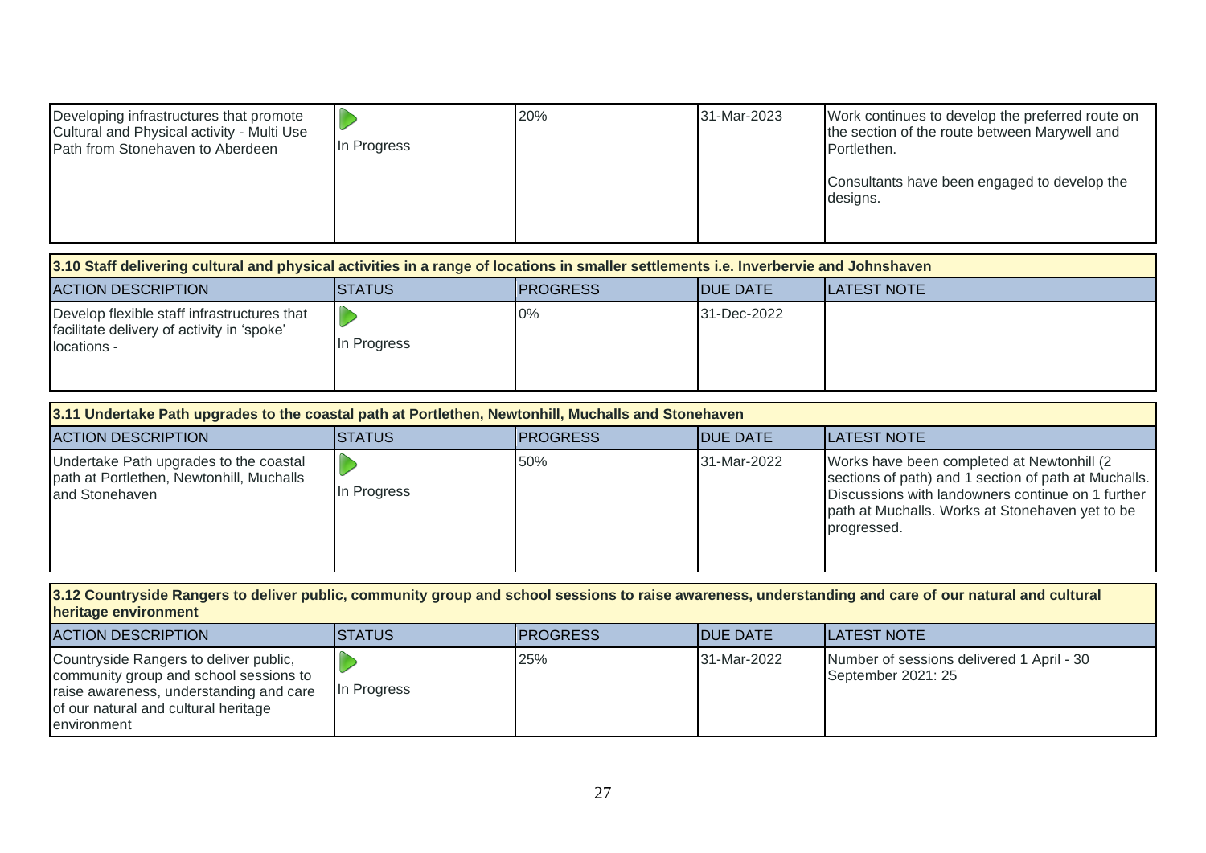| ACTION DESCRIPTION | STATUS | PROGRESS | DUE DATE | LATEST NOTE |
|---|---|---|---|---|
| Developing infrastructures that promote Cultural and Physical activity - Multi Use Path from Stonehaven to Aberdeen | In Progress | 20% | 31-Mar-2023 | Work continues to develop the preferred route on the section of the route between Marywell and Portlethen.<br><br>Consultants have been engaged to develop the designs. |

**3.10 Staff delivering cultural and physical activities in a range of locations in smaller settlements i.e. Inverbervie and Johnshaven**

| ACTION DESCRIPTION | STATUS | PROGRESS | DUE DATE | LATEST NOTE |
|---|---|---|---|---|
| Develop flexible staff infrastructures that facilitate delivery of activity in 'spoke' locations - | In Progress | 0% | 31-Dec-2022 | |

**3.11 Undertake Path upgrades to the coastal path at Portlethen, Newtonhill, Muchalls and Stonehaven**

| ACTION DESCRIPTION | STATUS | PROGRESS | DUE DATE | LATEST NOTE |
|---|---|---|---|---|
| Undertake Path upgrades to the coastal path at Portlethen, Newtonhill, Muchalls and Stonehaven | In Progress | 50% | 31-Mar-2022 | Works have been completed at Newtonhill (2 sections of path) and 1 section of path at Muchalls. Discussions with landowners continue on 1 further path at Muchalls. Works at Stonehaven yet to be progressed. |

**3.12 Countryside Rangers to deliver public, community group and school sessions to raise awareness, understanding and care of our natural and cultural heritage environment**

| ACTION DESCRIPTION | STATUS | PROGRESS | DUE DATE | LATEST NOTE |
|---|---|---|---|---|
| Countryside Rangers to deliver public, community group and school sessions to raise awareness, understanding and care of our natural and cultural heritage environment | In Progress | 25% | 31-Mar-2022 | Number of sessions delivered 1 April - 30 September 2021: 25 |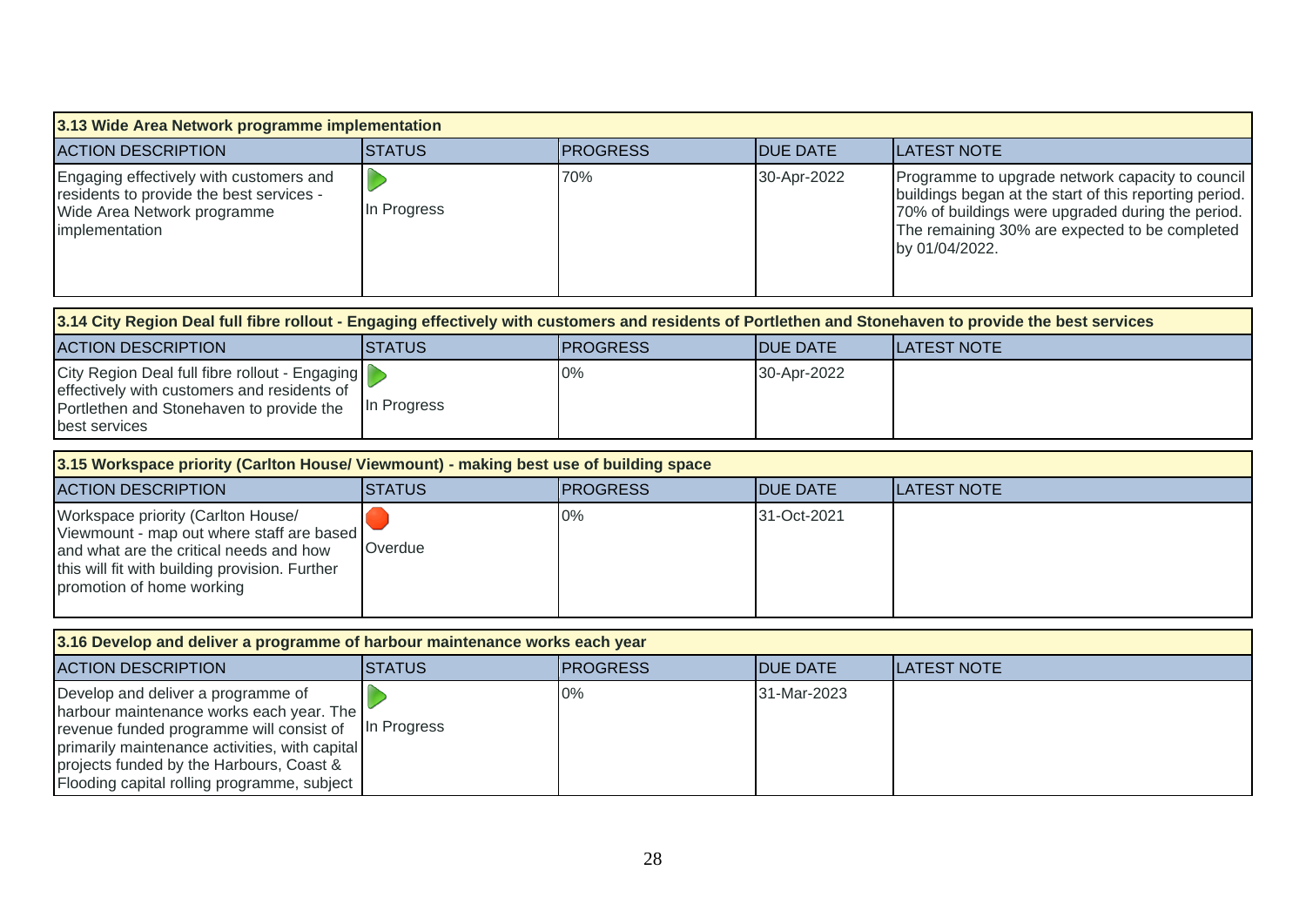| 3.13 Wide Area Network programme implementation | | | | |
|---|---|---|---|---|
| ACTION DESCRIPTION | STATUS | PROGRESS | DUE DATE | LATEST NOTE |
| Engaging effectively with customers and residents to provide the best services - Wide Area Network programme implementation | In Progress | 70% | 30-Apr-2022 | Programme to upgrade network capacity to council buildings began at the start of this reporting period. 70% of buildings were upgraded during the period. The remaining 30% are expected to be completed by 01/04/2022. |

| 3.14 City Region Deal full fibre rollout - Engaging effectively with customers and residents of Portlethen and Stonehaven to provide the best services | | | | |
|---|---|---|---|---|
| ACTION DESCRIPTION | STATUS | PROGRESS | DUE DATE | LATEST NOTE |
| City Region Deal full fibre rollout - Engaging effectively with customers and residents of Portlethen and Stonehaven to provide the best services | In Progress | 0% | 30-Apr-2022 | |

| 3.15 Workspace priority (Carlton House/ Viewmount) - making best use of building space | | | | |
|---|---|---|---|---|
| ACTION DESCRIPTION | STATUS | PROGRESS | DUE DATE | LATEST NOTE |
| Workspace priority (Carlton House/ Viewmount - map out where staff are based and what are the critical needs and how this will fit with building provision. Further promotion of home working | Overdue | 0% | 31-Oct-2021 | |

| 3.16 Develop and deliver a programme of harbour maintenance works each year | | | | |
|---|---|---|---|---|
| ACTION DESCRIPTION | STATUS | PROGRESS | DUE DATE | LATEST NOTE |
| Develop and deliver a programme of harbour maintenance works each year. The revenue funded programme will consist of primarily maintenance activities, with capital projects funded by the Harbours, Coast & Flooding capital rolling programme, subject | In Progress | 0% | 31-Mar-2023 | |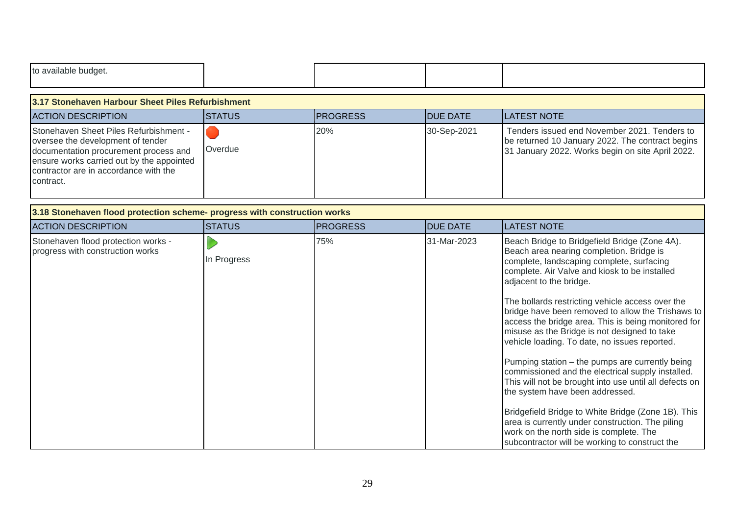| to available budget. | | | | |
|---|---|---|---|---|

### 3.17 Stonehaven Harbour Sheet Piles Refurbishment

| ACTION DESCRIPTION | STATUS | PROGRESS | DUE DATE | LATEST NOTE |
|---|---|---|---|---|
| Stonehaven Sheet Piles Refurbishment - oversee the development of tender documentation procurement process and ensure works carried out by the appointed contractor are in accordance with the contract. | Overdue | 20% | 30-Sep-2021 | Tenders issued end November 2021. Tenders to be returned 10 January 2022. The contract begins 31 January 2022. Works begin on site April 2022. |

### 3.18 Stonehaven flood protection scheme- progress with construction works

| ACTION DESCRIPTION | STATUS | PROGRESS | DUE DATE | LATEST NOTE |
|---|---|---|---|---|
| Stonehaven flood protection works - progress with construction works | In Progress | 75% | 31-Mar-2023 | Beach Bridge to Bridgefield Bridge (Zone 4A). Beach area nearing completion. Bridge is complete, landscaping complete, surfacing complete. Air Valve and kiosk to be installed adjacent to the bridge.<br><br>The bollards restricting vehicle access over the bridge have been removed to allow the Trishaws to access the bridge area. This is being monitored for misuse as the Bridge is not designed to take vehicle loading. To date, no issues reported.<br><br>Pumping station – the pumps are currently being commissioned and the electrical supply installed. This will not be brought into use until all defects on the system have been addressed.<br><br>Bridgefield Bridge to White Bridge (Zone 1B). This area is currently under construction. The piling work on the north side is complete. The subcontractor will be working to construct the |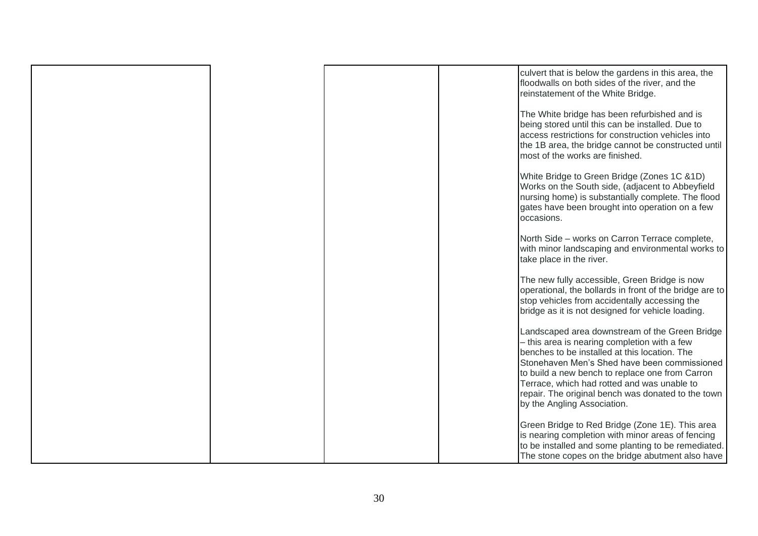| | | | | |
|---|---|---|---|---|
| | | | | culvert that is below the gardens in this area, the floodwalls on both sides of the river, and the reinstatement of the White Bridge.<br><br>The White bridge has been refurbished and is being stored until this can be installed. Due to access restrictions for construction vehicles into the 1B area, the bridge cannot be constructed until most of the works are finished.<br><br>White Bridge to Green Bridge (Zones 1C &1D) Works on the South side, (adjacent to Abbeyfield nursing home) is substantially complete. The flood gates have been brought into operation on a few occasions.<br><br>North Side – works on Carron Terrace complete, with minor landscaping and environmental works to take place in the river.<br><br>The new fully accessible, Green Bridge is now operational, the bollards in front of the bridge are to stop vehicles from accidentally accessing the bridge as it is not designed for vehicle loading.<br><br>Landscaped area downstream of the Green Bridge – this area is nearing completion with a few benches to be installed at this location. The Stonehaven Men's Shed have been commissioned to build a new bench to replace one from Carron Terrace, which had rotted and was unable to repair. The original bench was donated to the town by the Angling Association.<br><br>Green Bridge to Red Bridge (Zone 1E). This area is nearing completion with minor areas of fencing to be installed and some planting to be remediated. The stone copes on the bridge abutment also have |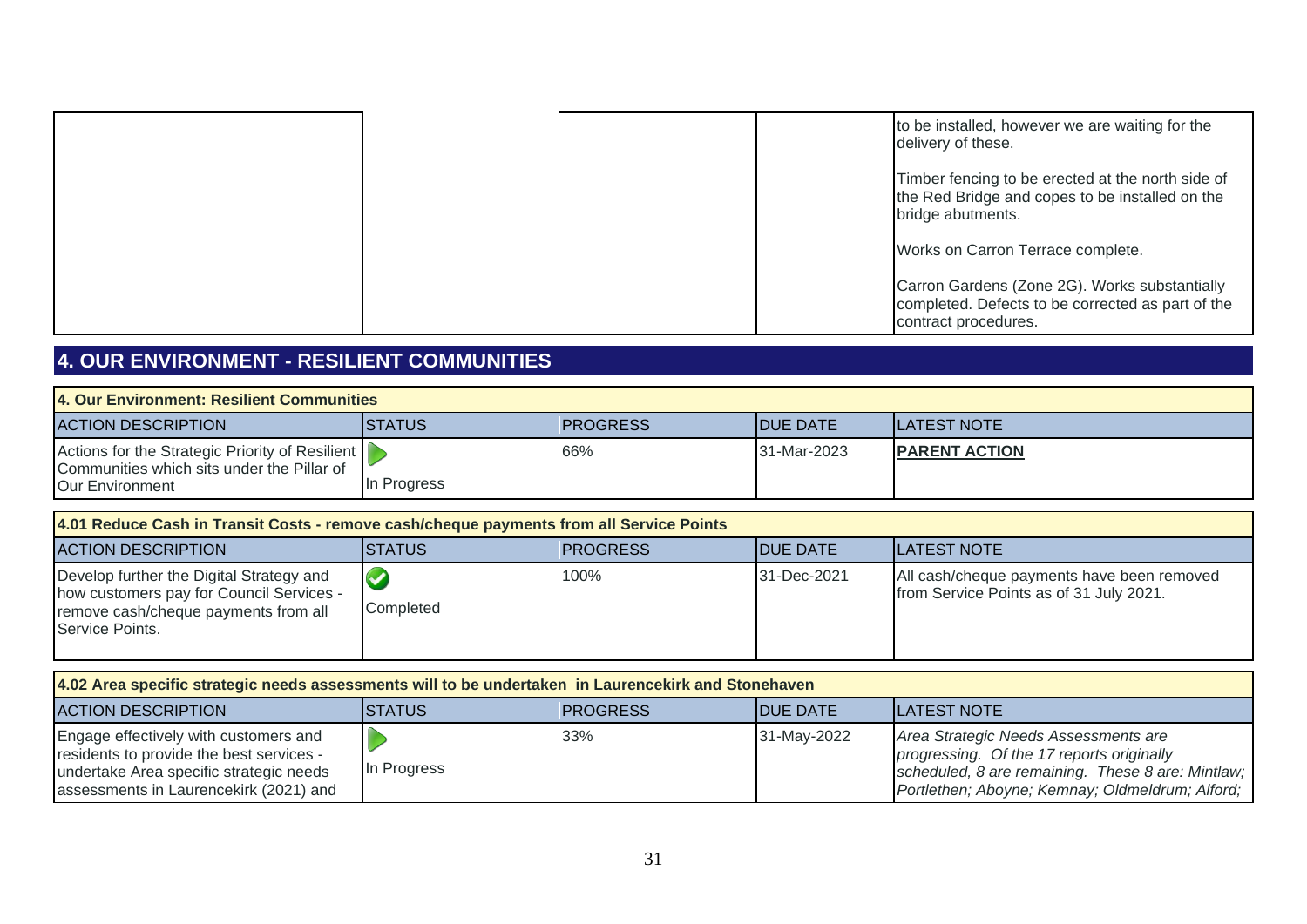| | | | | |
|---|---|---|---|---|
| | | | | to be installed, however we are waiting for the delivery of these.<br><br>Timber fencing to be erected at the north side of the Red Bridge and copes to be installed on the bridge abutments.<br><br>Works on Carron Terrace complete.<br><br>Carron Gardens (Zone 2G). Works substantially completed. Defects to be corrected as part of the contract procedures. |

## 4. OUR ENVIRONMENT - RESILIENT COMMUNITIES

**4. Our Environment: Resilient Communities**

| ACTION DESCRIPTION | STATUS | PROGRESS | DUE DATE | LATEST NOTE |
|---|---|---|---|---|
| Actions for the Strategic Priority of Resilient Communities which sits under the Pillar of Our Environment | In Progress | 66% | 31-Mar-2023 | **PARENT ACTION** |

**4.01 Reduce Cash in Transit Costs - remove cash/cheque payments from all Service Points**

| ACTION DESCRIPTION | STATUS | PROGRESS | DUE DATE | LATEST NOTE |
|---|---|---|---|---|
| Develop further the Digital Strategy and how customers pay for Council Services - remove cash/cheque payments from all Service Points. | Completed | 100% | 31-Dec-2021 | All cash/cheque payments have been removed from Service Points as of 31 July 2021. |

**4.02 Area specific strategic needs assessments will to be undertaken in Laurencekirk and Stonehaven**

| ACTION DESCRIPTION | STATUS | PROGRESS | DUE DATE | LATEST NOTE |
|---|---|---|---|---|
| Engage effectively with customers and residents to provide the best services - undertake Area specific strategic needs assessments in Laurencekirk (2021) and | In Progress | 33% | 31-May-2022 | *Area Strategic Needs Assessments are progressing. Of the 17 reports originally scheduled, 8 are remaining. These 8 are: Mintlaw; Portlethen; Aboyne; Kemnay; Oldmeldrum; Alford;* |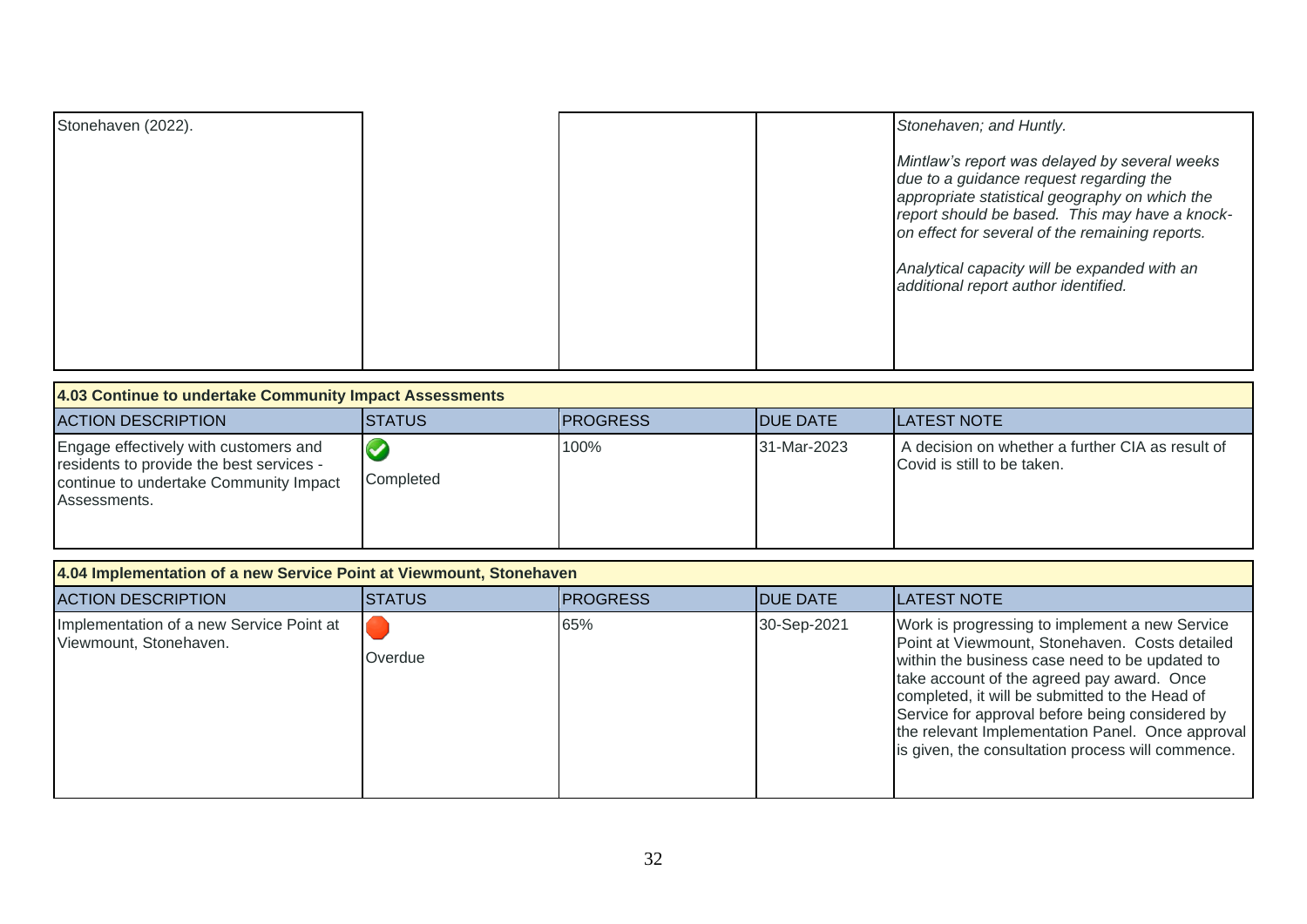| | | | | |
|---|---|---|---|---|
| Stonehaven (2022). | | | | *Stonehaven; and Huntly.*<br><br>*Mintlaw's report was delayed by several weeks due to a guidance request regarding the appropriate statistical geography on which the report should be based. This may have a knock-on effect for several of the remaining reports.*<br><br>*Analytical capacity will be expanded with an additional report author identified.* |

**4.03 Continue to undertake Community Impact Assessments**

| ACTION DESCRIPTION | STATUS | PROGRESS | DUE DATE | LATEST NOTE |
|---|---|---|---|---|
| Engage effectively with customers and residents to provide the best services - continue to undertake Community Impact Assessments. | Completed | 100% | 31-Mar-2023 | A decision on whether a further CIA as result of Covid is still to be taken. |

**4.04 Implementation of a new Service Point at Viewmount, Stonehaven**

| ACTION DESCRIPTION | STATUS | PROGRESS | DUE DATE | LATEST NOTE |
|---|---|---|---|---|
| Implementation of a new Service Point at Viewmount, Stonehaven. | Overdue | 65% | 30-Sep-2021 | Work is progressing to implement a new Service Point at Viewmount, Stonehaven. Costs detailed within the business case need to be updated to take account of the agreed pay award. Once completed, it will be submitted to the Head of Service for approval before being considered by the relevant Implementation Panel. Once approval is given, the consultation process will commence. |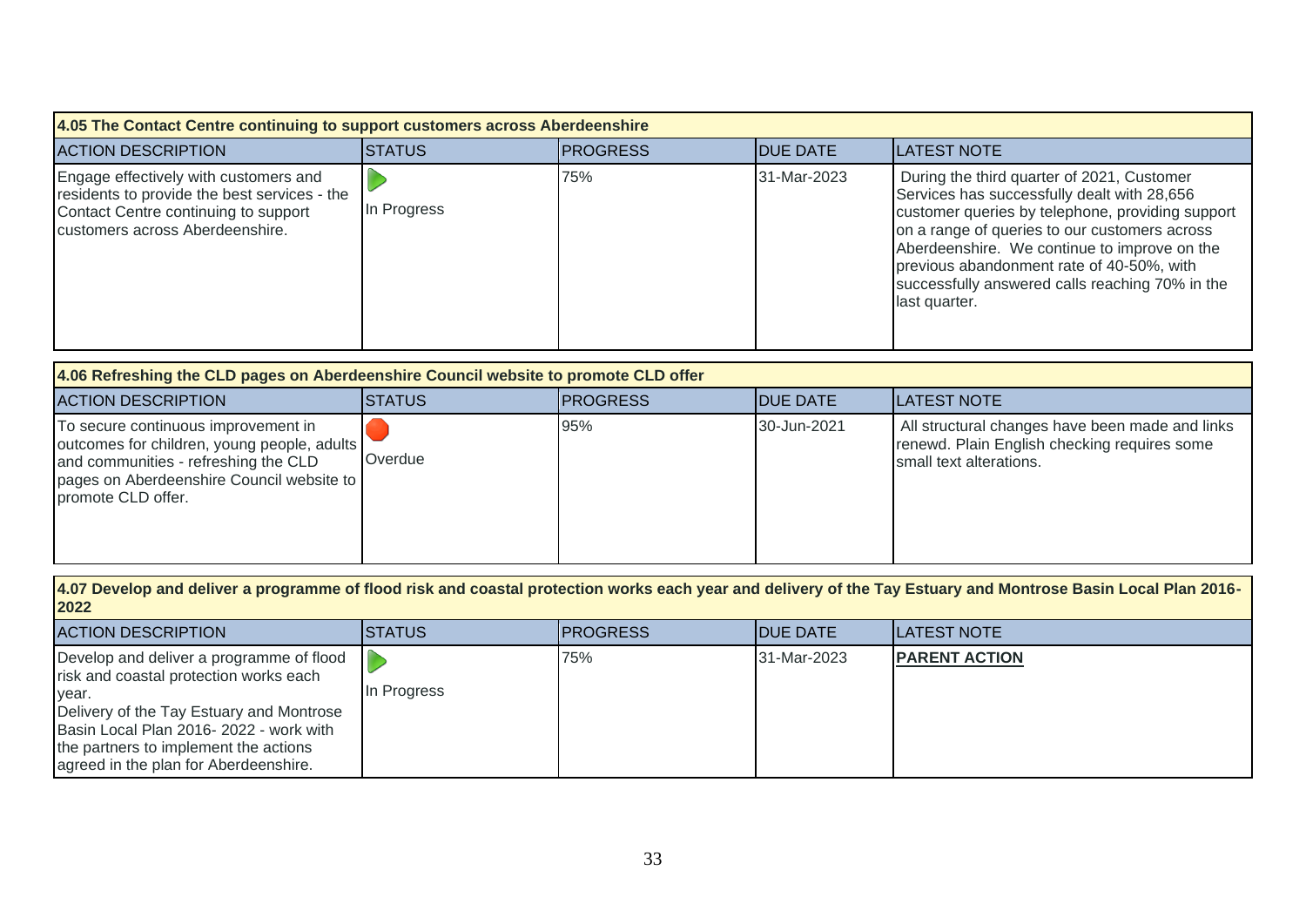| 4.05 The Contact Centre continuing to support customers across Aberdeenshire | | | | |
|---|---|---|---|---|
| ACTION DESCRIPTION | STATUS | PROGRESS | DUE DATE | LATEST NOTE |
| Engage effectively with customers and residents to provide the best services - the Contact Centre continuing to support customers across Aberdeenshire. | In Progress | 75% | 31-Mar-2023 | During the third quarter of 2021, Customer Services has successfully dealt with 28,656 customer queries by telephone, providing support on a range of queries to our customers across Aberdeenshire. We continue to improve on the previous abandonment rate of 40-50%, with successfully answered calls reaching 70% in the last quarter. |

| 4.06 Refreshing the CLD pages on Aberdeenshire Council website to promote CLD offer | | | | |
|---|---|---|---|---|
| ACTION DESCRIPTION | STATUS | PROGRESS | DUE DATE | LATEST NOTE |
| To secure continuous improvement in outcomes for children, young people, adults and communities - refreshing the CLD pages on Aberdeenshire Council website to promote CLD offer. | Overdue | 95% | 30-Jun-2021 | All structural changes have been made and links renewd. Plain English checking requires some small text alterations. |

| 4.07 Develop and deliver a programme of flood risk and coastal protection works each year and delivery of the Tay Estuary and Montrose Basin Local Plan 2016-2022 | | | | |
|---|---|---|---|---|
| ACTION DESCRIPTION | STATUS | PROGRESS | DUE DATE | LATEST NOTE |
| Develop and deliver a programme of flood risk and coastal protection works each year.<br>Delivery of the Tay Estuary and Montrose Basin Local Plan 2016- 2022 - work with the partners to implement the actions agreed in the plan for Aberdeenshire. | In Progress | 75% | 31-Mar-2023 | **PARENT ACTION** |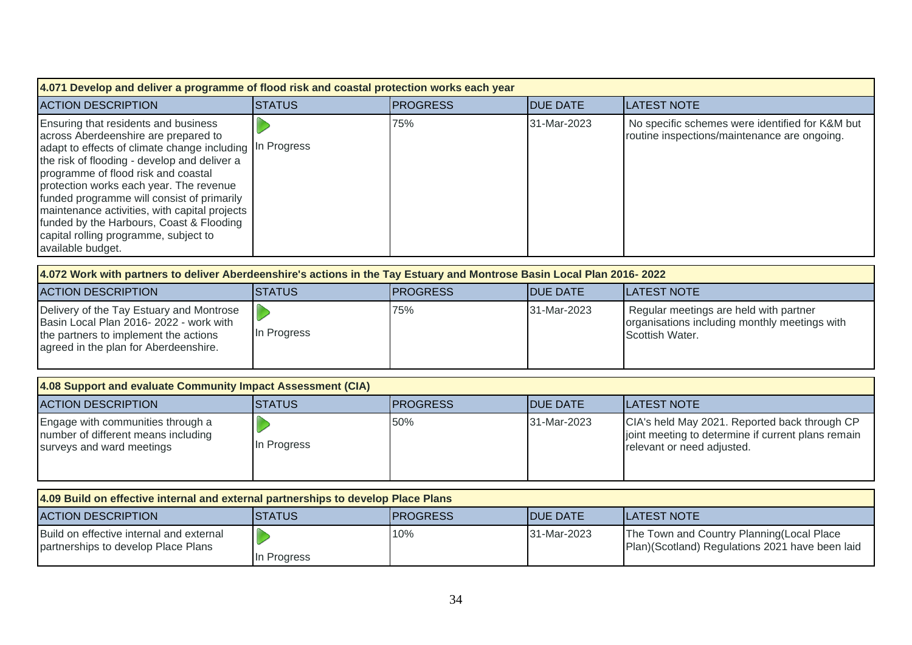| 4.071 Develop and deliver a programme of flood risk and coastal protection works each year | | | | |
|---|---|---|---|---|
| ACTION DESCRIPTION | STATUS | PROGRESS | DUE DATE | LATEST NOTE |
| Ensuring that residents and business across Aberdeenshire are prepared to adapt to effects of climate change including the risk of flooding - develop and deliver a programme of flood risk and coastal protection works each year. The revenue funded programme will consist of primarily maintenance activities, with capital projects funded by the Harbours, Coast & Flooding capital rolling programme, subject to available budget. | In Progress | 75% | 31-Mar-2023 | No specific schemes were identified for K&M but routine inspections/maintenance are ongoing. |

| 4.072 Work with partners to deliver Aberdeenshire's actions in the Tay Estuary and Montrose Basin Local Plan 2016- 2022 | | | | |
|---|---|---|---|---|
| ACTION DESCRIPTION | STATUS | PROGRESS | DUE DATE | LATEST NOTE |
| Delivery of the Tay Estuary and Montrose Basin Local Plan 2016- 2022 - work with the partners to implement the actions agreed in the plan for Aberdeenshire. | In Progress | 75% | 31-Mar-2023 | Regular meetings are held with partner organisations including monthly meetings with Scottish Water. |

| 4.08 Support and evaluate Community Impact Assessment (CIA) | | | | |
|---|---|---|---|---|
| ACTION DESCRIPTION | STATUS | PROGRESS | DUE DATE | LATEST NOTE |
| Engage with communities through a number of different means including surveys and ward meetings | In Progress | 50% | 31-Mar-2023 | CIA's held May 2021. Reported back through CP joint meeting to determine if current plans remain relevant or need adjusted. |

| 4.09 Build on effective internal and external partnerships to develop Place Plans | | | | |
|---|---|---|---|---|
| ACTION DESCRIPTION | STATUS | PROGRESS | DUE DATE | LATEST NOTE |
| Build on effective internal and external partnerships to develop Place Plans | In Progress | 10% | 31-Mar-2023 | The Town and Country Planning(Local Place Plan)(Scotland) Regulations 2021 have been laid |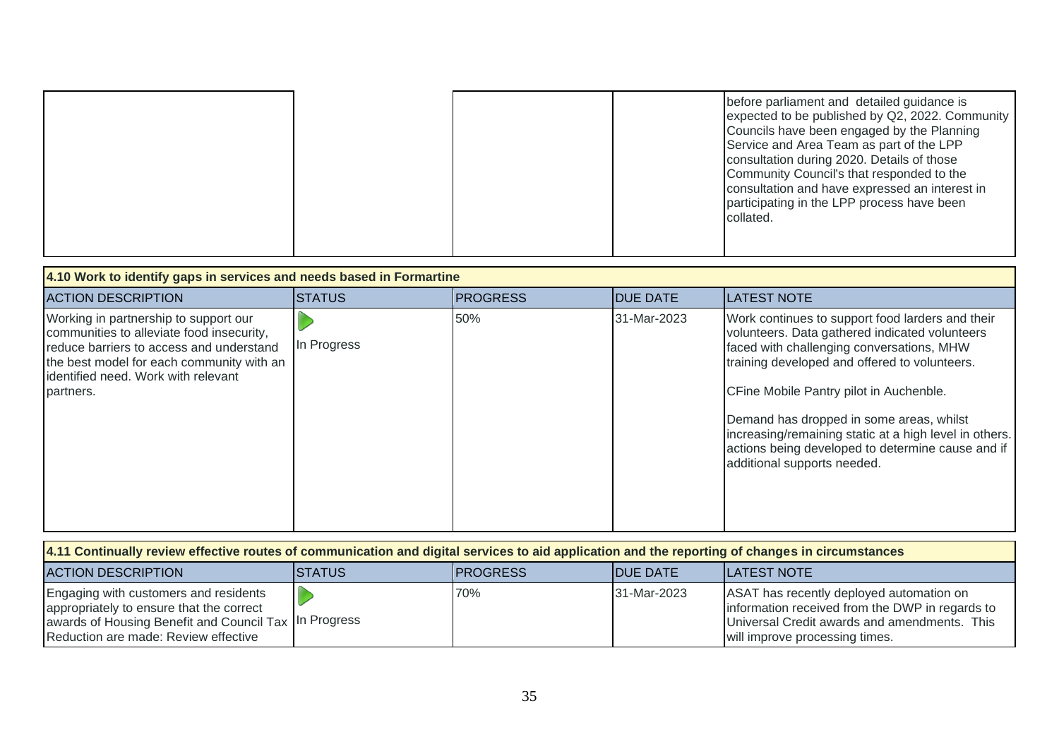| | | | | |
|---|---|---|---|---|
| | | | | before parliament and detailed guidance is expected to be published by Q2, 2022. Community Councils have been engaged by the Planning Service and Area Team as part of the LPP consultation during 2020. Details of those Community Council's that responded to the consultation and have expressed an interest in participating in the LPP process have been collated. |

**4.10 Work to identify gaps in services and needs based in Formartine**

| ACTION DESCRIPTION | STATUS | PROGRESS | DUE DATE | LATEST NOTE |
|---|---|---|---|---|
| Working in partnership to support our communities to alleviate food insecurity, reduce barriers to access and understand the best model for each community with an identified need. Work with relevant partners. | In Progress | 50% | 31-Mar-2023 | Work continues to support food larders and their volunteers. Data gathered indicated volunteers faced with challenging conversations, MHW training developed and offered to volunteers.<br><br>CFine Mobile Pantry pilot in Auchenble.<br><br>Demand has dropped in some areas, whilst increasing/remaining static at a high level in others. actions being developed to determine cause and if additional supports needed. |

**4.11 Continually review effective routes of communication and digital services to aid application and the reporting of changes in circumstances**

| ACTION DESCRIPTION | STATUS | PROGRESS | DUE DATE | LATEST NOTE |
|---|---|---|---|---|
| Engaging with customers and residents appropriately to ensure that the correct awards of Housing Benefit and Council Tax Reduction are made: Review effective | In Progress | 70% | 31-Mar-2023 | ASAT has recently deployed automation on information received from the DWP in regards to Universal Credit awards and amendments. This will improve processing times. |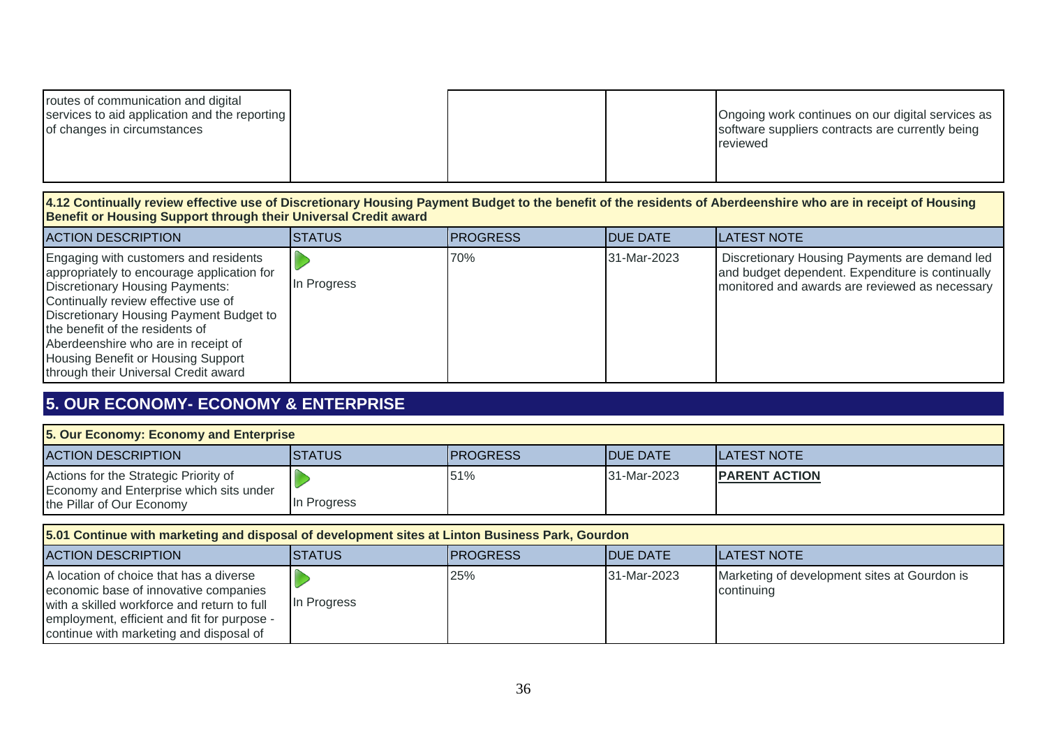| | | | | |
|---|---|---|---|---|
| routes of communication and digital services to aid application and the reporting of changes in circumstances | | | | Ongoing work continues on our digital services as software suppliers contracts are currently being reviewed |

**4.12 Continually review effective use of Discretionary Housing Payment Budget to the benefit of the residents of Aberdeenshire who are in receipt of Housing Benefit or Housing Support through their Universal Credit award**

| ACTION DESCRIPTION | STATUS | PROGRESS | DUE DATE | LATEST NOTE |
|---|---|---|---|---|
| Engaging with customers and residents appropriately to encourage application for Discretionary Housing Payments: Continually review effective use of Discretionary Housing Payment Budget to the benefit of the residents of Aberdeenshire who are in receipt of Housing Benefit or Housing Support through their Universal Credit award | In Progress | 70% | 31-Mar-2023 | Discretionary Housing Payments are demand led and budget dependent. Expenditure is continually monitored and awards are reviewed as necessary |

## 5. OUR ECONOMY- ECONOMY & ENTERPRISE

**5. Our Economy: Economy and Enterprise**

| ACTION DESCRIPTION | STATUS | PROGRESS | DUE DATE | LATEST NOTE |
|---|---|---|---|---|
| Actions for the Strategic Priority of Economy and Enterprise which sits under the Pillar of Our Economy | In Progress | 51% | 31-Mar-2023 | **PARENT ACTION** |

**5.01 Continue with marketing and disposal of development sites at Linton Business Park, Gourdon**

| ACTION DESCRIPTION | STATUS | PROGRESS | DUE DATE | LATEST NOTE |
|---|---|---|---|---|
| A location of choice that has a diverse economic base of innovative companies with a skilled workforce and return to full employment, efficient and fit for purpose - continue with marketing and disposal of | In Progress | 25% | 31-Mar-2023 | Marketing of development sites at Gourdon is continuing |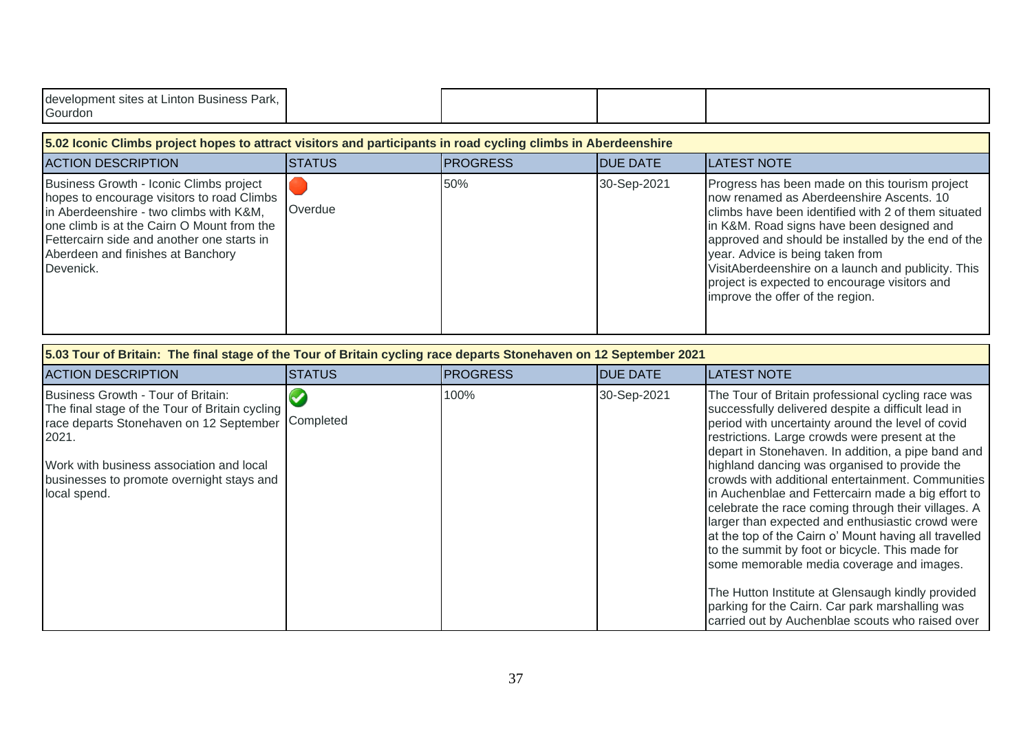| | | | | |
|---|---|---|---|---|
| development sites at Linton Business Park, Gourdon | | | | |

**5.02 Iconic Climbs project hopes to attract visitors and participants in road cycling climbs in Aberdeenshire**

| ACTION DESCRIPTION | STATUS | PROGRESS | DUE DATE | LATEST NOTE |
|---|---|---|---|---|
| Business Growth - Iconic Climbs project hopes to encourage visitors to road Climbs in Aberdeenshire - two climbs with K&M, one climb is at the Cairn O Mount from the Fettercairn side and another one starts in Aberdeen and finishes at Banchory Devenick. | Overdue | 50% | 30-Sep-2021 | Progress has been made on this tourism project now renamed as Aberdeenshire Ascents. 10 climbs have been identified with 2 of them situated in K&M. Road signs have been designed and approved and should be installed by the end of the year. Advice is being taken from VisitAberdeenshire on a launch and publicity. This project is expected to encourage visitors and improve the offer of the region. |

**5.03 Tour of Britain: The final stage of the Tour of Britain cycling race departs Stonehaven on 12 September 2021**

| ACTION DESCRIPTION | STATUS | PROGRESS | DUE DATE | LATEST NOTE |
|---|---|---|---|---|
| Business Growth - Tour of Britain: The final stage of the Tour of Britain cycling race departs Stonehaven on 12 September 2021.<br><br>Work with business association and local businesses to promote overnight stays and local spend. | Completed | 100% | 30-Sep-2021 | The Tour of Britain professional cycling race was successfully delivered despite a difficult lead in period with uncertainty around the level of covid restrictions. Large crowds were present at the depart in Stonehaven. In addition, a pipe band and highland dancing was organised to provide the crowds with additional entertainment. Communities in Auchenblae and Fettercairn made a big effort to celebrate the race coming through their villages. A larger than expected and enthusiastic crowd were at the top of the Cairn o' Mount having all travelled to the summit by foot or bicycle. This made for some memorable media coverage and images.<br><br>The Hutton Institute at Glensaugh kindly provided parking for the Cairn. Car park marshalling was carried out by Auchenblae scouts who raised over |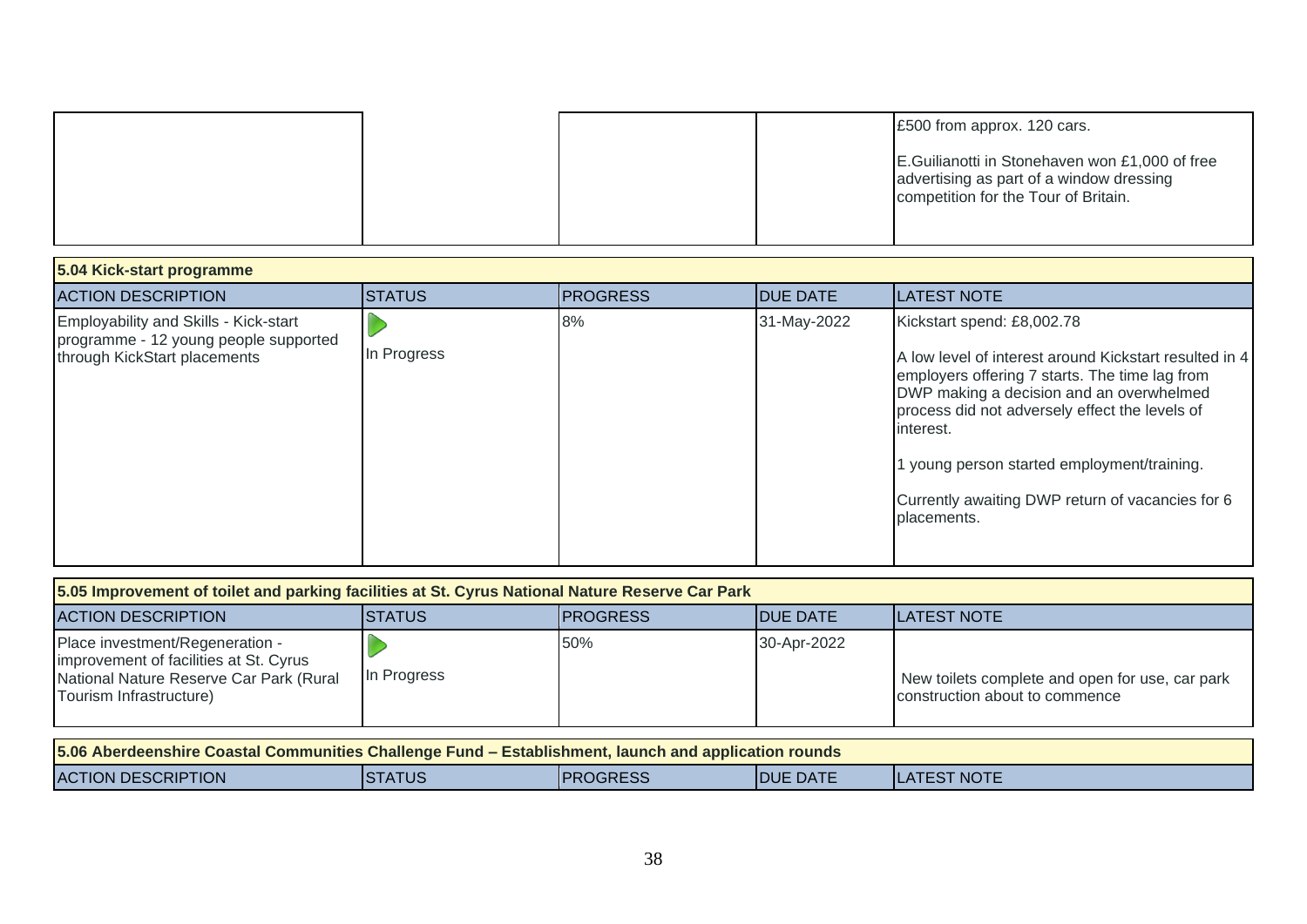| | | | | |
|---|---|---|---|---|
| | | | | £500 from approx. 120 cars.<br><br>E.Guilianotti in Stonehaven won £1,000 of free advertising as part of a window dressing competition for the Tour of Britain. |

**5.04 Kick-start programme**

| ACTION DESCRIPTION | STATUS | PROGRESS | DUE DATE | LATEST NOTE |
|---|---|---|---|---|
| Employability and Skills - Kick-start programme - 12 young people supported through KickStart placements | In Progress | 8% | 31-May-2022 | Kickstart spend: £8,002.78<br><br>A low level of interest around Kickstart resulted in 4 employers offering 7 starts. The time lag from DWP making a decision and an overwhelmed process did not adversely effect the levels of interest.<br><br>1 young person started employment/training.<br><br>Currently awaiting DWP return of vacancies for 6 placements. |

**5.05 Improvement of toilet and parking facilities at St. Cyrus National Nature Reserve Car Park**

| ACTION DESCRIPTION | STATUS | PROGRESS | DUE DATE | LATEST NOTE |
|---|---|---|---|---|
| Place investment/Regeneration - improvement of facilities at St. Cyrus National Nature Reserve Car Park (Rural Tourism Infrastructure) | In Progress | 50% | 30-Apr-2022 | New toilets complete and open for use, car park construction about to commence |

**5.06 Aberdeenshire Coastal Communities Challenge Fund – Establishment, launch and application rounds**

| ACTION DESCRIPTION | STATUS | PROGRESS | DUE DATE | LATEST NOTE |
|---|---|---|---|---|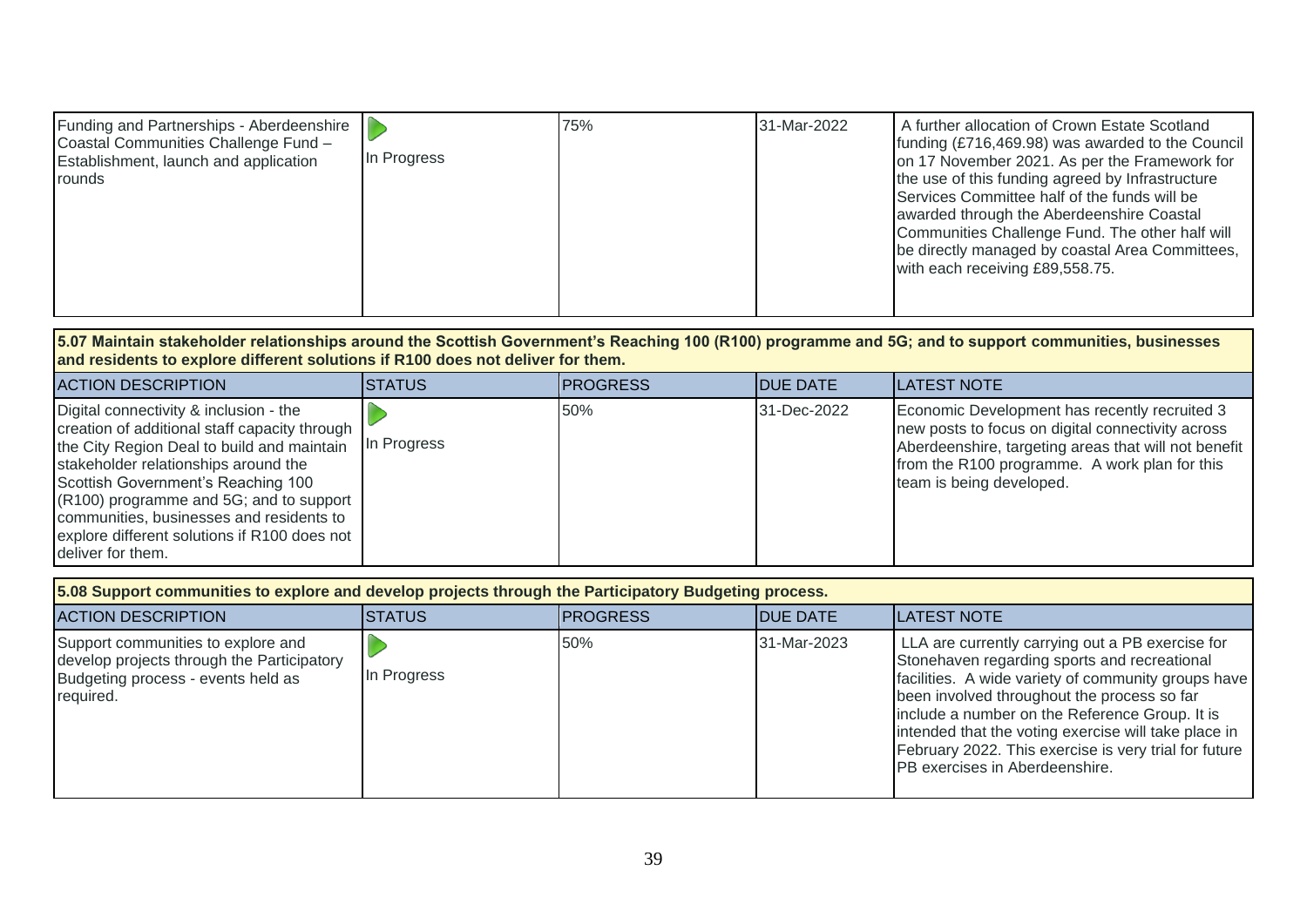| | | | | |
|---|---|---|---|---|
| Funding and Partnerships - Aberdeenshire Coastal Communities Challenge Fund – Establishment, launch and application rounds | In Progress | 75% | 31-Mar-2022 | A further allocation of Crown Estate Scotland funding (£716,469.98) was awarded to the Council on 17 November 2021. As per the Framework for the use of this funding agreed by Infrastructure Services Committee half of the funds will be awarded through the Aberdeenshire Coastal Communities Challenge Fund. The other half will be directly managed by coastal Area Committees, with each receiving £89,558.75. |

**5.07 Maintain stakeholder relationships around the Scottish Government's Reaching 100 (R100) programme and 5G; and to support communities, businesses and residents to explore different solutions if R100 does not deliver for them.**

| ACTION DESCRIPTION | STATUS | PROGRESS | DUE DATE | LATEST NOTE |
|---|---|---|---|---|
| Digital connectivity & inclusion - the creation of additional staff capacity through the City Region Deal to build and maintain stakeholder relationships around the Scottish Government's Reaching 100 (R100) programme and 5G; and to support communities, businesses and residents to explore different solutions if R100 does not deliver for them. | In Progress | 50% | 31-Dec-2022 | Economic Development has recently recruited 3 new posts to focus on digital connectivity across Aberdeenshire, targeting areas that will not benefit from the R100 programme. A work plan for this team is being developed. |

**5.08 Support communities to explore and develop projects through the Participatory Budgeting process.**

| ACTION DESCRIPTION | STATUS | PROGRESS | DUE DATE | LATEST NOTE |
|---|---|---|---|---|
| Support communities to explore and develop projects through the Participatory Budgeting process - events held as required. | In Progress | 50% | 31-Mar-2023 | LLA are currently carrying out a PB exercise for Stonehaven regarding sports and recreational facilities. A wide variety of community groups have been involved throughout the process so far include a number on the Reference Group. It is intended that the voting exercise will take place in February 2022. This exercise is very trial for future PB exercises in Aberdeenshire. |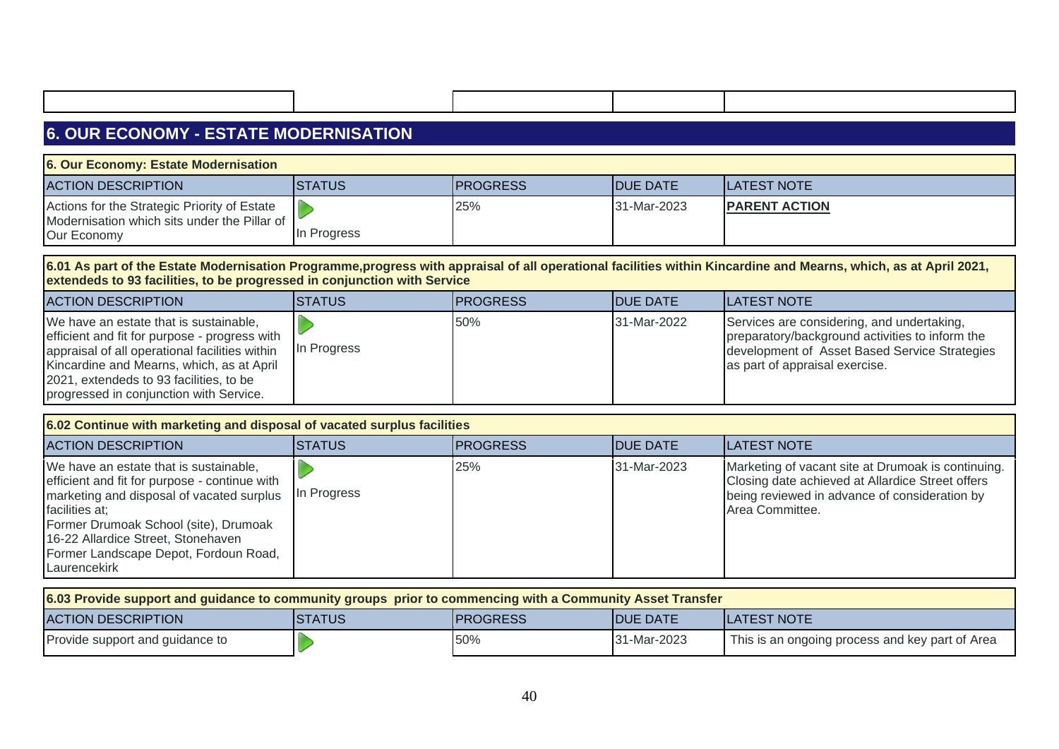## 6. OUR ECONOMY - ESTATE MODERNISATION

**6. Our Economy: Estate Modernisation**

| ACTION DESCRIPTION | STATUS | PROGRESS | DUE DATE | LATEST NOTE |
|---|---|---|---|---|
| Actions for the Strategic Priority of Estate Modernisation which sits under the Pillar of Our Economy | In Progress | 25% | 31-Mar-2023 | **PARENT ACTION** |

**6.01 As part of the Estate Modernisation Programme,progress with appraisal of all operational facilities within Kincardine and Mearns, which, as at April 2021, extendeds to 93 facilities, to be progressed in conjunction with Service**

| ACTION DESCRIPTION | STATUS | PROGRESS | DUE DATE | LATEST NOTE |
|---|---|---|---|---|
| We have an estate that is sustainable, efficient and fit for purpose - progress with appraisal of all operational facilities within Kincardine and Mearns, which, as at April 2021, extendeds to 93 facilities, to be progressed in conjunction with Service. | In Progress | 50% | 31-Mar-2022 | Services are considering, and undertaking, preparatory/background activities to inform the development of Asset Based Service Strategies as part of appraisal exercise. |

**6.02 Continue with marketing and disposal of vacated surplus facilities**

| ACTION DESCRIPTION | STATUS | PROGRESS | DUE DATE | LATEST NOTE |
|---|---|---|---|---|
| We have an estate that is sustainable, efficient and fit for purpose - continue with marketing and disposal of vacated surplus facilities at;<br>Former Drumoak School (site), Drumoak<br>16-22 Allardice Street, Stonehaven<br>Former Landscape Depot, Fordoun Road, Laurencekirk | In Progress | 25% | 31-Mar-2023 | Marketing of vacant site at Drumoak is continuing. Closing date achieved at Allardice Street offers being reviewed in advance of consideration by Area Committee. |

**6.03 Provide support and guidance to community groups prior to commencing with a Community Asset Transfer**

| ACTION DESCRIPTION | STATUS | PROGRESS | DUE DATE | LATEST NOTE |
|---|---|---|---|---|
| Provide support and guidance to | | 50% | 31-Mar-2023 | This is an ongoing process and key part of Area |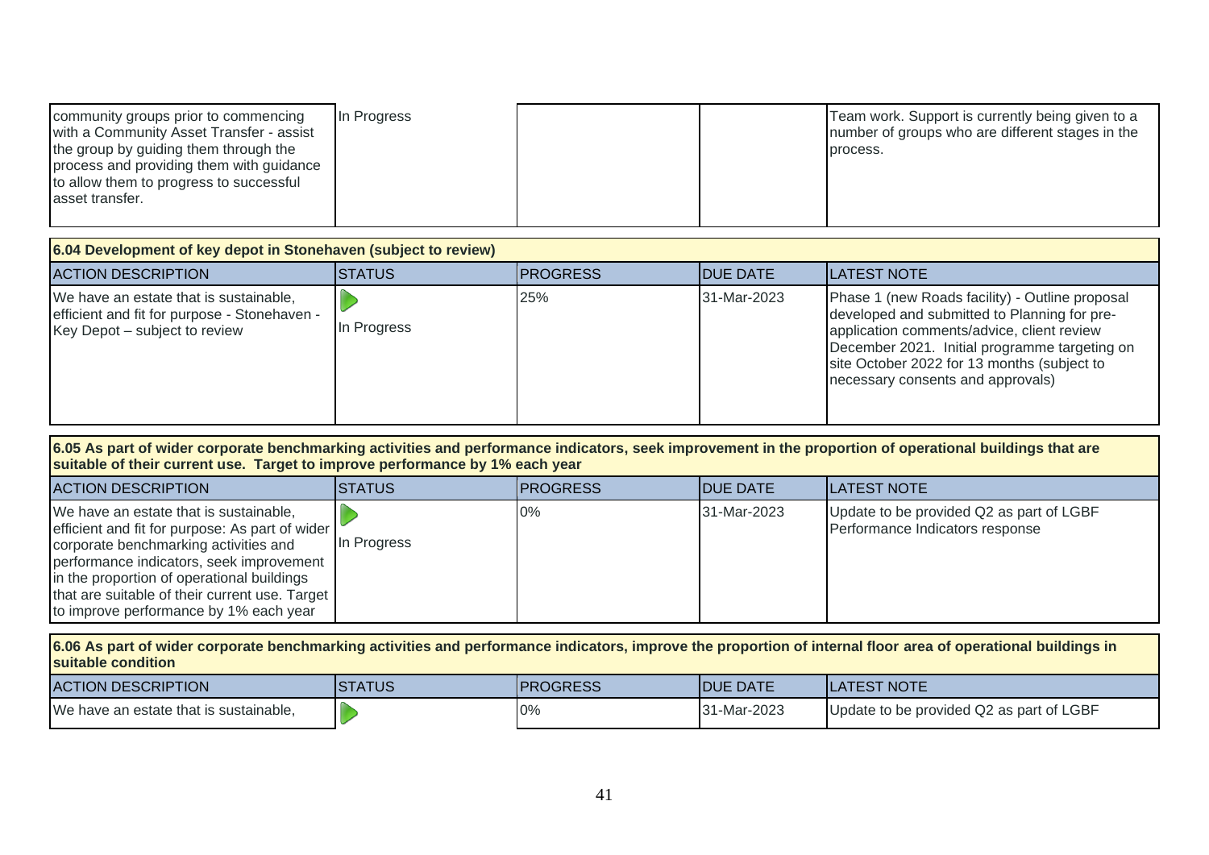| | | | | |
|---|---|---|---|---|
| community groups prior to commencing with a Community Asset Transfer - assist the group by guiding them through the process and providing them with guidance to allow them to progress to successful asset transfer. | In Progress | | | Team work. Support is currently being given to a number of groups who are different stages in the process. |

**6.04 Development of key depot in Stonehaven (subject to review)**

| ACTION DESCRIPTION | STATUS | PROGRESS | DUE DATE | LATEST NOTE |
|---|---|---|---|---|
| We have an estate that is sustainable, efficient and fit for purpose - Stonehaven - Key Depot – subject to review | In Progress | 25% | 31-Mar-2023 | Phase 1 (new Roads facility) - Outline proposal developed and submitted to Planning for pre-application comments/advice, client review December 2021. Initial programme targeting on site October 2022 for 13 months (subject to necessary consents and approvals) |

**6.05 As part of wider corporate benchmarking activities and performance indicators, seek improvement in the proportion of operational buildings that are suitable of their current use. Target to improve performance by 1% each year**

| ACTION DESCRIPTION | STATUS | PROGRESS | DUE DATE | LATEST NOTE |
|---|---|---|---|---|
| We have an estate that is sustainable, efficient and fit for purpose: As part of wider corporate benchmarking activities and performance indicators, seek improvement in the proportion of operational buildings that are suitable of their current use. Target to improve performance by 1% each year | In Progress | 0% | 31-Mar-2023 | Update to be provided Q2 as part of LGBF Performance Indicators response |

**6.06 As part of wider corporate benchmarking activities and performance indicators, improve the proportion of internal floor area of operational buildings in suitable condition**

| ACTION DESCRIPTION | STATUS | PROGRESS | DUE DATE | LATEST NOTE |
|---|---|---|---|---|
| We have an estate that is sustainable, | | 0% | 31-Mar-2023 | Update to be provided Q2 as part of LGBF |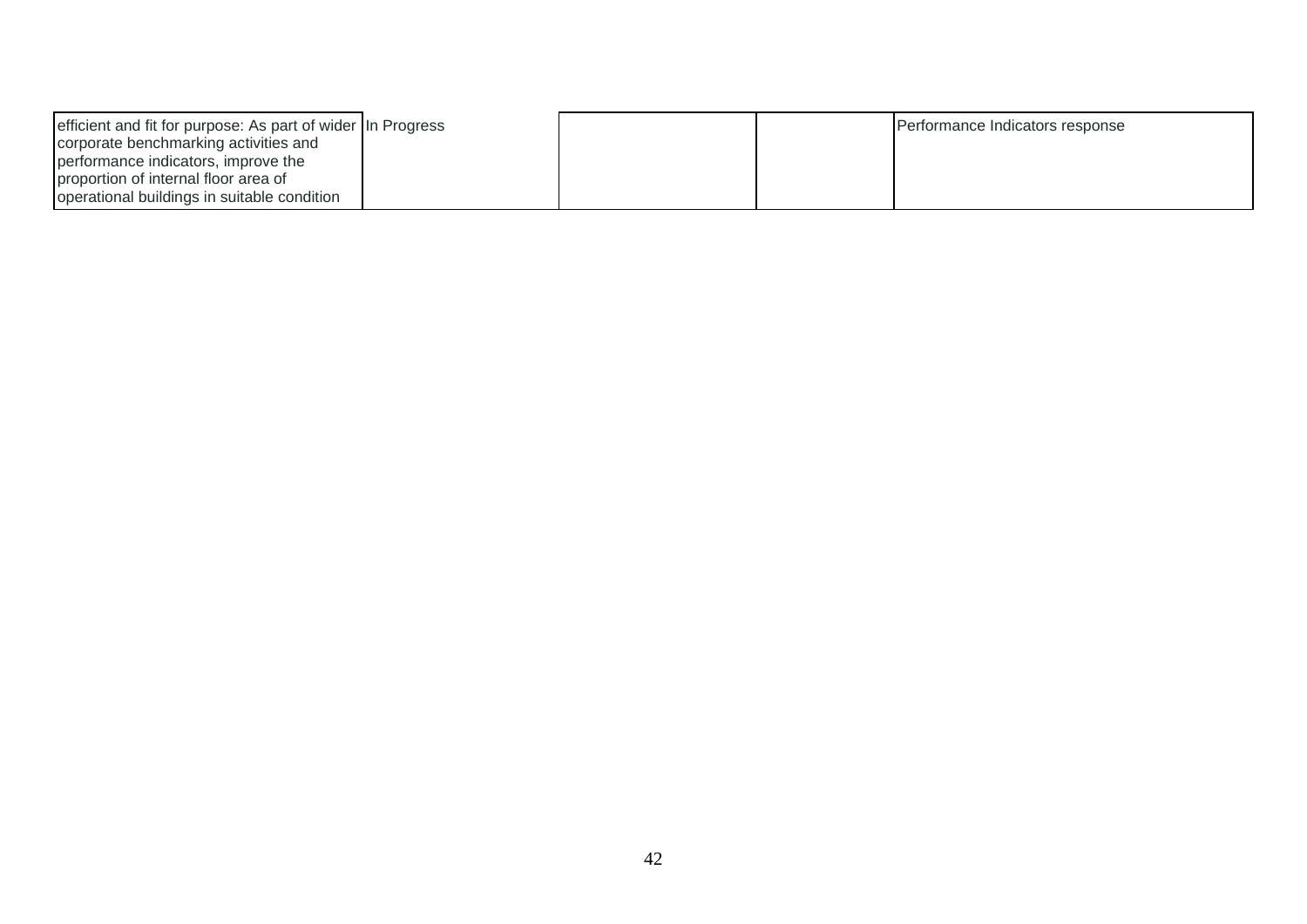| | | | | |
|---|---|---|---|---|
| efficient and fit for purpose: As part of wider corporate benchmarking activities and performance indicators, improve the proportion of internal floor area of operational buildings in suitable condition | In Progress | | | Performance Indicators response |